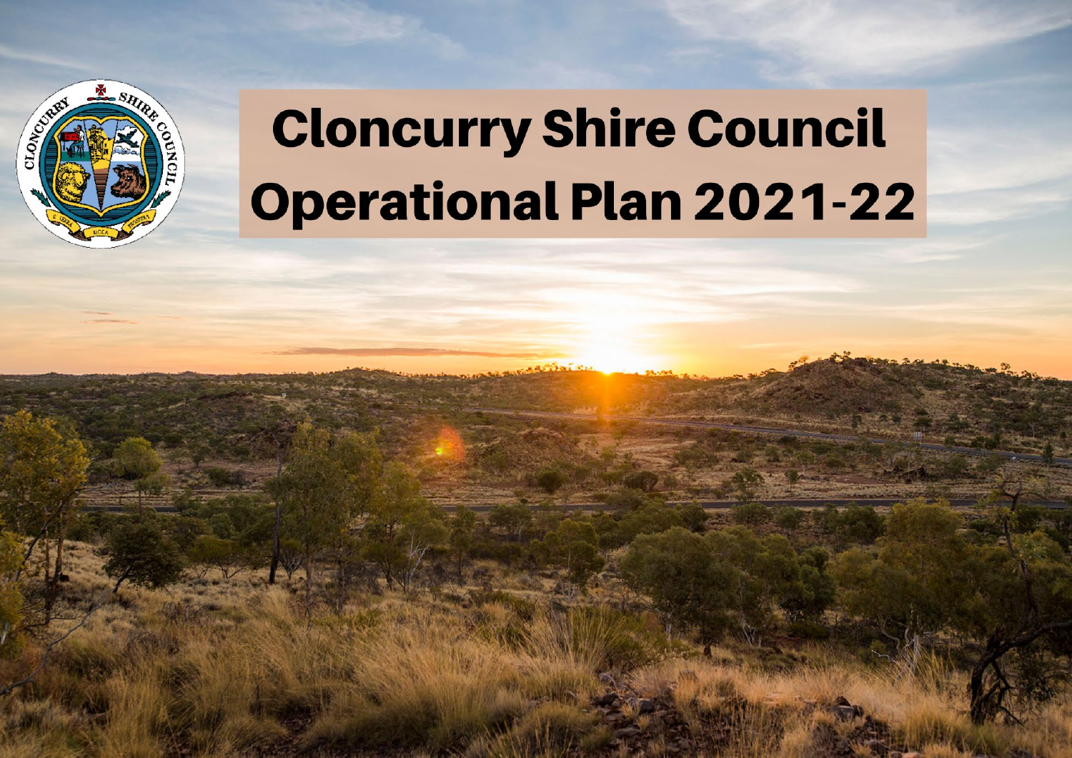# Cloncurry Shire Council Operational Plan 2021-22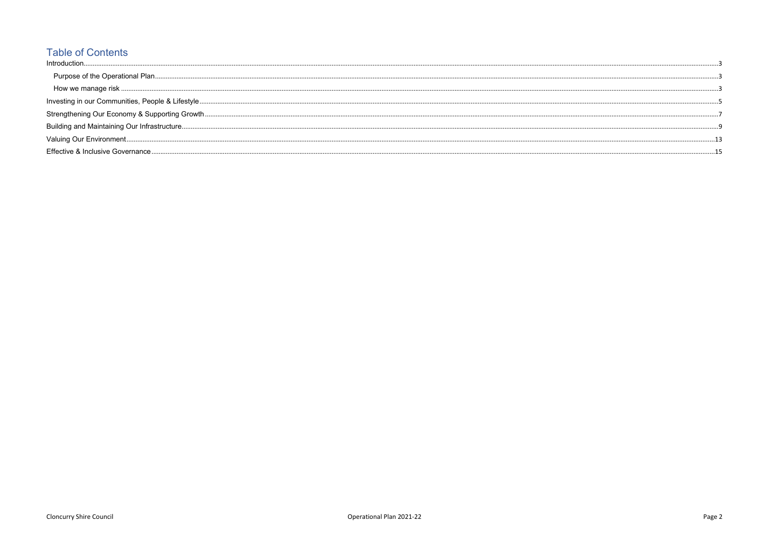# Table of Contents

Introduction....................................................................................................3

- Purpose of the Operational Plan....................................................................................................3
- How we manage risk....................................................................................................3

Investing in our Communities, People & Lifestyle....................................................................................................5

Strengthening Our Economy & Supporting Growth....................................................................................................7

Building and Maintaining Our Infrastructure....................................................................................................9

Valuing Our Environment....................................................................................................13

Effective & Inclusive Governance....................................................................................................15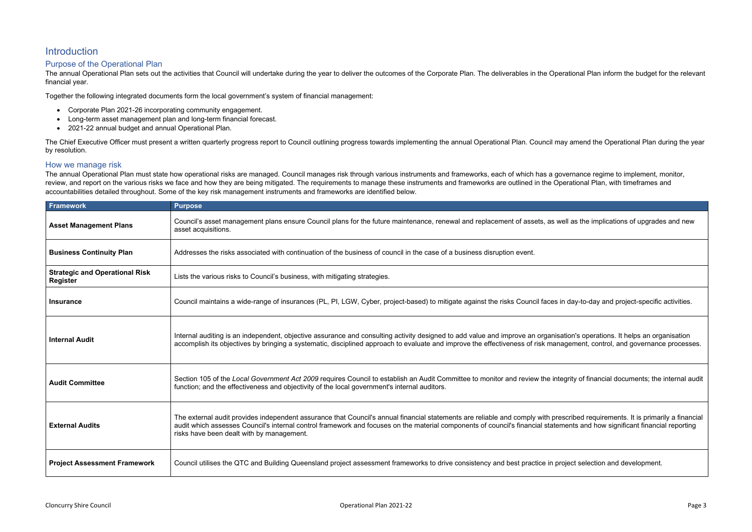# Introduction

## Purpose of the Operational Plan

The annual Operational Plan sets out the activities that Council will undertake during the year to deliver the outcomes of the Corporate Plan. The deliverables in the Operational Plan inform the budget for the relevant financial year.

Together the following integrated documents form the local government's system of financial management:

- Corporate Plan 2021-26 incorporating community engagement.
- Long-term asset management plan and long-term financial forecast.
- 2021-22 annual budget and annual Operational Plan.

The Chief Executive Officer must present a written quarterly progress report to Council outlining progress towards implementing the annual Operational Plan. Council may amend the Operational Plan during the year by resolution.

## How we manage risk

The annual Operational Plan must state how operational risks are managed. Council manages risk through various instruments and frameworks, each of which has a governance regime to implement, monitor, review, and report on the various risks we face and how they are being mitigated. The requirements to manage these instruments and frameworks are outlined in the Operational Plan, with timeframes and accountabilities detailed throughout. Some of the key risk management instruments and frameworks are identified below.

| Framework | Purpose |
|---|---|
| **Asset Management Plans** | Council's asset management plans ensure Council plans for the future maintenance, renewal and replacement of assets, as well as the implications of upgrades and new asset acquisitions. |
| **Business Continuity Plan** | Addresses the risks associated with continuation of the business of council in the case of a business disruption event. |
| **Strategic and Operational Risk Register** | Lists the various risks to Council's business, with mitigating strategies. |
| **Insurance** | Council maintains a wide-range of insurances (PL, PI, LGW, Cyber, project-based) to mitigate against the risks Council faces in day-to-day and project-specific activities. |
| **Internal Audit** | Internal auditing is an independent, objective assurance and consulting activity designed to add value and improve an organisation's operations. It helps an organisation accomplish its objectives by bringing a systematic, disciplined approach to evaluate and improve the effectiveness of risk management, control, and governance processes. |
| **Audit Committee** | Section 105 of the *Local Government Act 2009* requires Council to establish an Audit Committee to monitor and review the integrity of financial documents; the internal audit function; and the effectiveness and objectivity of the local government's internal auditors. |
| **External Audits** | The external audit provides independent assurance that Council's annual financial statements are reliable and comply with prescribed requirements. It is primarily a financial audit which assesses Council's internal control framework and focuses on the material components of council's financial statements and how significant financial reporting risks have been dealt with by management. |
| **Project Assessment Framework** | Council utilises the QTC and Building Queensland project assessment frameworks to drive consistency and best practice in project selection and development. |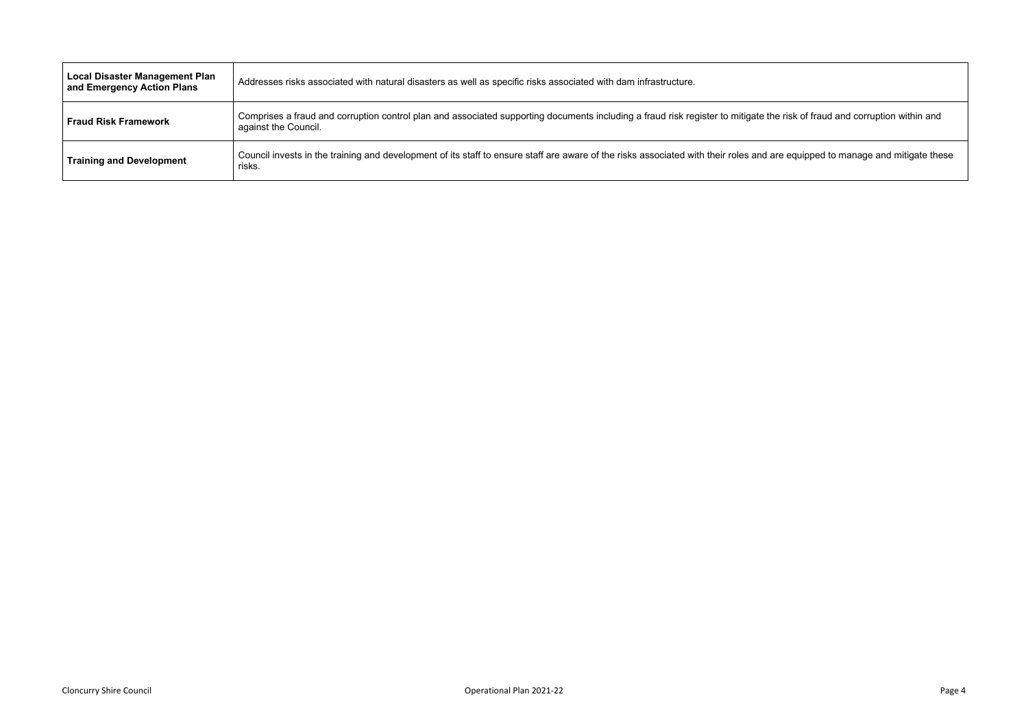| | |
|---|---|
| **Local Disaster Management Plan and Emergency Action Plans** | Addresses risks associated with natural disasters as well as specific risks associated with dam infrastructure. |
| **Fraud Risk Framework** | Comprises a fraud and corruption control plan and associated supporting documents including a fraud risk register to mitigate the risk of fraud and corruption within and against the Council. |
| **Training and Development** | Council invests in the training and development of its staff to ensure staff are aware of the risks associated with their roles and are equipped to manage and mitigate these risks. |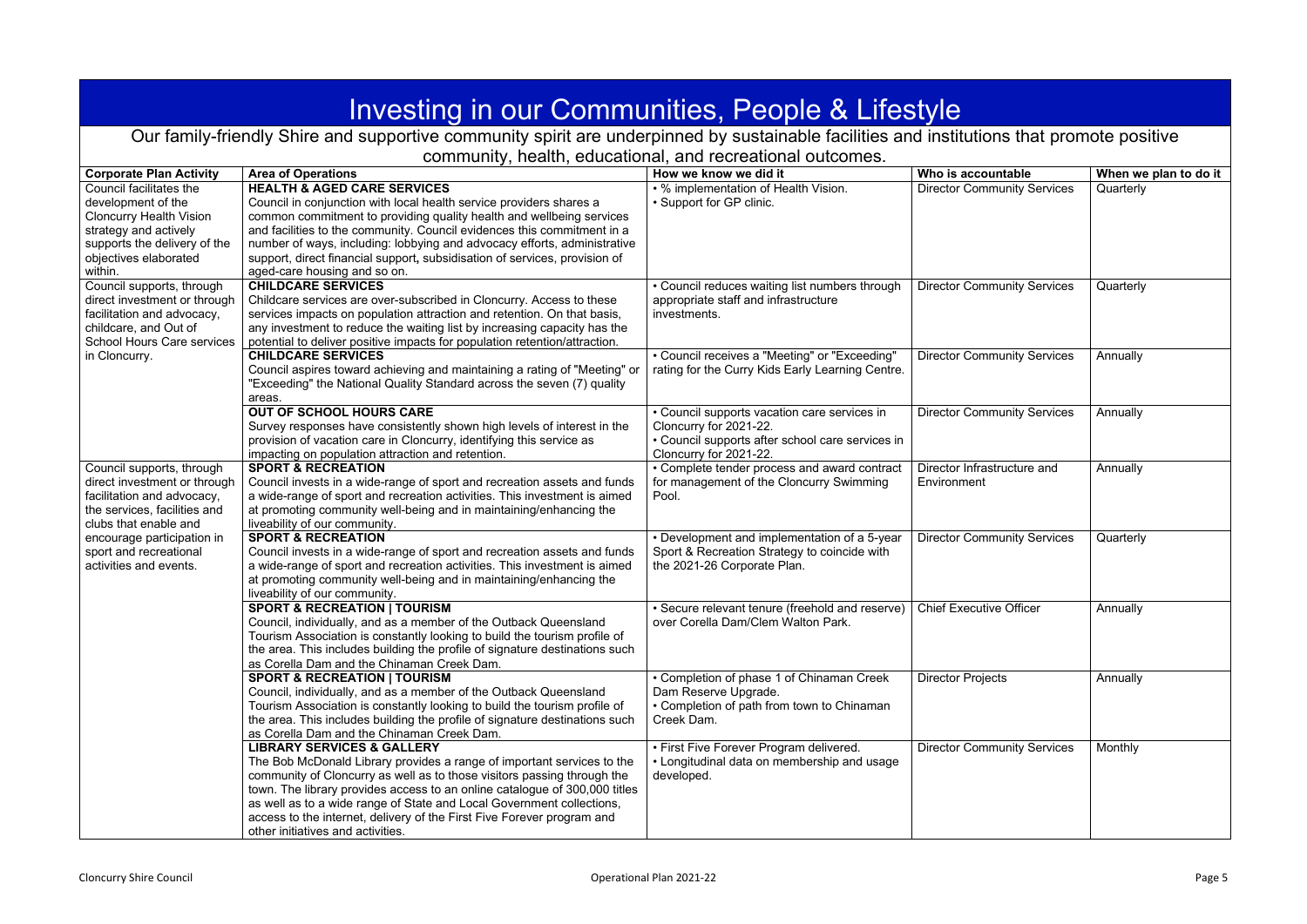# Investing in our Communities, People & Lifestyle

Our family-friendly Shire and supportive community spirit are underpinned by sustainable facilities and institutions that promote positive community, health, educational, and recreational outcomes.

| Corporate Plan Activity | Area of Operations | How we know we did it | Who is accountable | When we plan to do it |
|---|---|---|---|---|
| Council facilitates the development of the Cloncurry Health Vision strategy and actively supports the delivery of the objectives elaborated within. | **HEALTH & AGED CARE SERVICES**<br>Council in conjunction with local health service providers shares a common commitment to providing quality health and wellbeing services and facilities to the community. Council evidences this commitment in a number of ways, including: lobbying and advocacy efforts, administrative support, direct financial support, subsidisation of services, provision of aged-care housing and so on. | • % implementation of Health Vision.<br>• Support for GP clinic. | Director Community Services | Quarterly |
| Council supports, through direct investment or through facilitation and advocacy, childcare, and Out of School Hours Care services in Cloncurry. | **CHILDCARE SERVICES**<br>Childcare services are over-subscribed in Cloncurry. Access to these services impacts on population attraction and retention. On that basis, any investment to reduce the waiting list by increasing capacity has the potential to deliver positive impacts for population retention/attraction. | • Council reduces waiting list numbers through appropriate staff and infrastructure investments. | Director Community Services | Quarterly |
| | **CHILDCARE SERVICES**<br>Council aspires toward achieving and maintaining a rating of "Meeting" or "Exceeding" the National Quality Standard across the seven (7) quality areas. | • Council receives a "Meeting" or "Exceeding" rating for the Curry Kids Early Learning Centre. | Director Community Services | Annually |
| | **OUT OF SCHOOL HOURS CARE**<br>Survey responses have consistently shown high levels of interest in the provision of vacation care in Cloncurry, identifying this service as impacting on population attraction and retention. | • Council supports vacation care services in Cloncurry for 2021-22.<br>• Council supports after school care services in Cloncurry for 2021-22. | Director Community Services | Annually |
| Council supports, through direct investment or through facilitation and advocacy, the services, facilities and clubs that enable and encourage participation in sport and recreational activities and events. | **SPORT & RECREATION**<br>Council invests in a wide-range of sport and recreation assets and funds a wide-range of sport and recreation activities. This investment is aimed at promoting community well-being and in maintaining/enhancing the liveability of our community. | • Complete tender process and award contract for management of the Cloncurry Swimming Pool. | Director Infrastructure and Environment | Annually |
| | **SPORT & RECREATION**<br>Council invests in a wide-range of sport and recreation assets and funds a wide-range of sport and recreation activities. This investment is aimed at promoting community well-being and in maintaining/enhancing the liveability of our community. | • Development and implementation of a 5-year Sport & Recreation Strategy to coincide with the 2021-26 Corporate Plan. | Director Community Services | Quarterly |
| | **SPORT & RECREATION \| TOURISM**<br>Council, individually, and as a member of the Outback Queensland Tourism Association is constantly looking to build the tourism profile of the area. This includes building the profile of signature destinations such as Corella Dam and the Chinaman Creek Dam. | • Secure relevant tenure (freehold and reserve) over Corella Dam/Clem Walton Park. | Chief Executive Officer | Annually |
| | **SPORT & RECREATION \| TOURISM**<br>Council, individually, and as a member of the Outback Queensland Tourism Association is constantly looking to build the tourism profile of the area. This includes building the profile of signature destinations such as Corella Dam and the Chinaman Creek Dam. | • Completion of phase 1 of Chinaman Creek Dam Reserve Upgrade.<br>• Completion of path from town to Chinaman Creek Dam. | Director Projects | Annually |
| | **LIBRARY SERVICES & GALLERY**<br>The Bob McDonald Library provides a range of important services to the community of Cloncurry as well as to those visitors passing through the town. The library provides access to an online catalogue of 300,000 titles as well as to a wide range of State and Local Government collections, access to the internet, delivery of the First Five Forever program and other initiatives and activities. | • First Five Forever Program delivered.<br>• Longitudinal data on membership and usage developed. | Director Community Services | Monthly |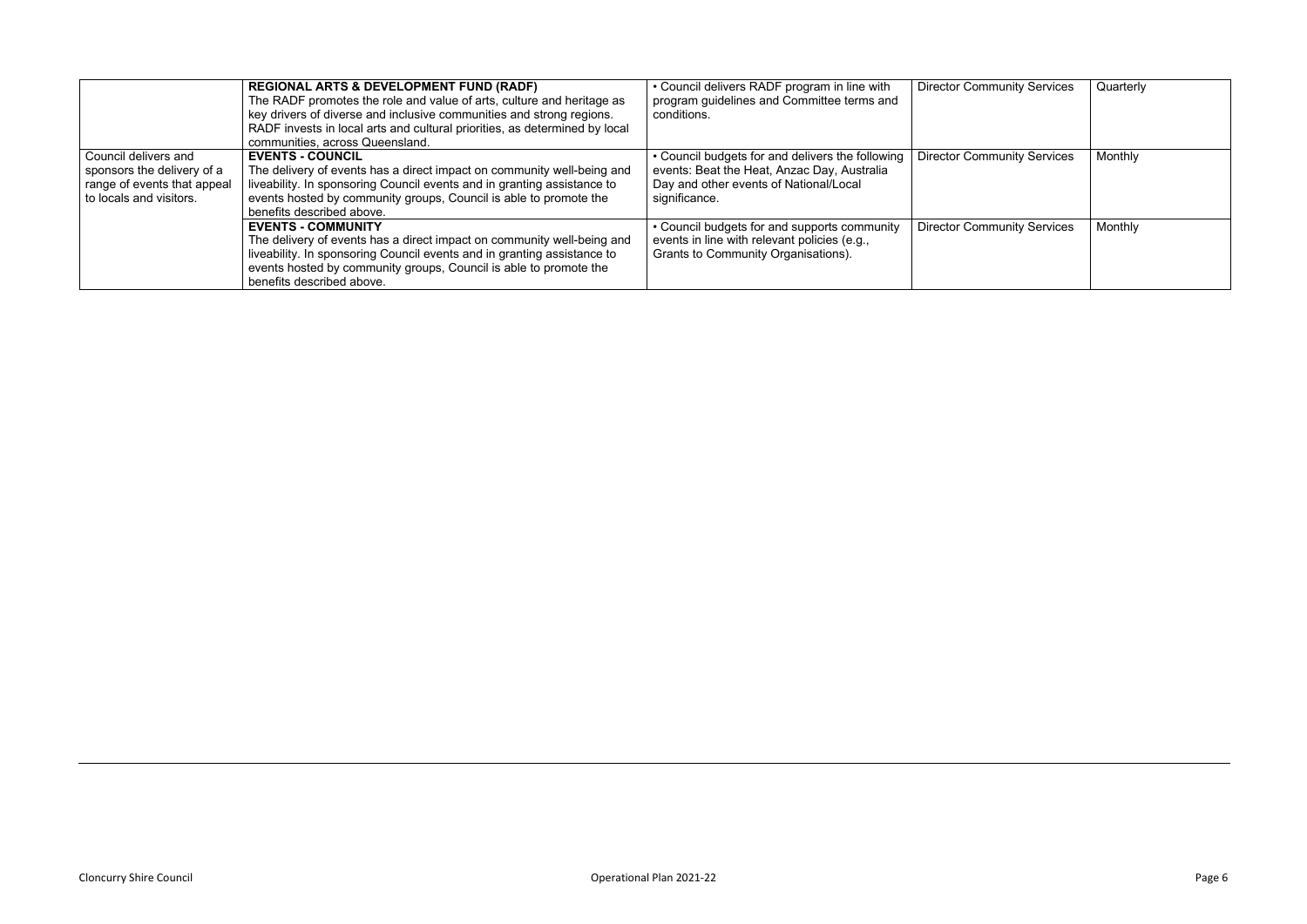| | | | | |
|---|---|---|---|---|
| | **REGIONAL ARTS & DEVELOPMENT FUND (RADF)**<br>The RADF promotes the role and value of arts, culture and heritage as key drivers of diverse and inclusive communities and strong regions. RADF invests in local arts and cultural priorities, as determined by local communities, across Queensland. | • Council delivers RADF program in line with program guidelines and Committee terms and conditions. | Director Community Services | Quarterly |
| Council delivers and sponsors the delivery of a range of events that appeal to locals and visitors. | **EVENTS - COUNCIL**<br>The delivery of events has a direct impact on community well-being and liveability. In sponsoring Council events and in granting assistance to events hosted by community groups, Council is able to promote the benefits described above. | • Council budgets for and delivers the following events: Beat the Heat, Anzac Day, Australia Day and other events of National/Local significance. | Director Community Services | Monthly |
| | **EVENTS - COMMUNITY**<br>The delivery of events has a direct impact on community well-being and liveability. In sponsoring Council events and in granting assistance to events hosted by community groups, Council is able to promote the benefits described above. | • Council budgets for and supports community events in line with relevant policies (e.g., Grants to Community Organisations). | Director Community Services | Monthly |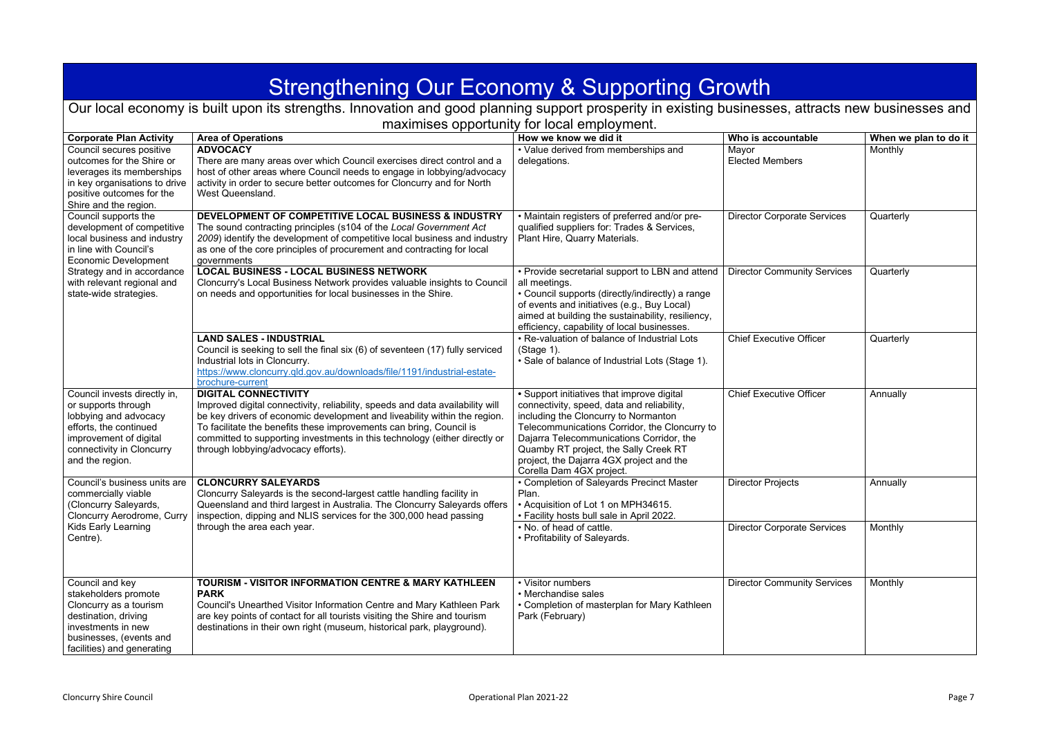# Strengthening Our Economy & Supporting Growth

Our local economy is built upon its strengths. Innovation and good planning support prosperity in existing businesses, attracts new businesses and maximises opportunity for local employment.

| Corporate Plan Activity | Area of Operations | How we know we did it | Who is accountable | When we plan to do it |
|---|---|---|---|---|
| Council secures positive outcomes for the Shire or leverages its memberships in key organisations to drive positive outcomes for the Shire and the region. | **ADVOCACY**<br>There are many areas over which Council exercises direct control and a host of other areas where Council needs to engage in lobbying/advocacy activity in order to secure better outcomes for Cloncurry and for North West Queensland. | • Value derived from memberships and delegations. | Mayor<br>Elected Members | Monthly |
| Council supports the development of competitive local business and industry in line with Council's Economic Development Strategy and in accordance with relevant regional and state-wide strategies. | **DEVELOPMENT OF COMPETITIVE LOCAL BUSINESS & INDUSTRY**<br>The sound contracting principles (s104 of the *Local Government Act 2009*) identify the development of competitive local business and industry as one of the core principles of procurement and contracting for local governments | • Maintain registers of preferred and/or pre-qualified suppliers for: Trades & Services, Plant Hire, Quarry Materials. | Director Corporate Services | Quarterly |
| | **LOCAL BUSINESS - LOCAL BUSINESS NETWORK**<br>Cloncurry's Local Business Network provides valuable insights to Council on needs and opportunities for local businesses in the Shire. | • Provide secretarial support to LBN and attend all meetings.<br>• Council supports (directly/indirectly) a range of events and initiatives (e.g., Buy Local) aimed at building the sustainability, resiliency, efficiency, capability of local businesses. | Director Community Services | Quarterly |
| | **LAND SALES - INDUSTRIAL**<br>Council is seeking to sell the final six (6) of seventeen (17) fully serviced Industrial lots in Cloncurry.<br>https://www.cloncurry.qld.gov.au/downloads/file/1191/industrial-estate-brochure-current | • Re-valuation of balance of Industrial Lots (Stage 1).<br>• Sale of balance of Industrial Lots (Stage 1). | Chief Executive Officer | Quarterly |
| Council invests directly in, or supports through lobbying and advocacy efforts, the continued improvement of digital connectivity in Cloncurry and the region. | **DIGITAL CONNECTIVITY**<br>Improved digital connectivity, reliability, speeds and data availability will be key drivers of economic development and liveability within the region. To facilitate the benefits these improvements can bring, Council is committed to supporting investments in this technology (either directly or through lobbying/advocacy efforts). | • Support initiatives that improve digital connectivity, speed, data and reliability, including the Cloncurry to Normanton Telecommunications Corridor, the Cloncurry to Dajarra Telecommunications Corridor, the Quamby RT project, the Sally Creek RT project, the Dajarra 4GX project and the Corella Dam 4GX project. | Chief Executive Officer | Annually |
| Council's business units are commercially viable (Cloncurry Saleyards, Cloncurry Aerodrome, Curry Kids Early Learning Centre). | **CLONCURRY SALEYARDS**<br>Cloncurry Saleyards is the second-largest cattle handling facility in Queensland and third largest in Australia. The Cloncurry Saleyards offers inspection, dipping and NLIS services for the 300,000 head passing through the area each year. | • Completion of Saleyards Precinct Master Plan.<br>• Acquisition of Lot 1 on MPH34615.<br>• Facility hosts bull sale in April 2022. | Director Projects | Annually |
| | | • No. of head of cattle.<br>• Profitability of Saleyards. | Director Corporate Services | Monthly |
| Council and key stakeholders promote Cloncurry as a tourism destination, driving investments in new businesses, (events and facilities) and generating | **TOURISM - VISITOR INFORMATION CENTRE & MARY KATHLEEN PARK**<br>Council's Unearthed Visitor Information Centre and Mary Kathleen Park are key points of contact for all tourists visiting the Shire and tourism destinations in their own right (museum, historical park, playground). | • Visitor numbers<br>• Merchandise sales<br>• Completion of masterplan for Mary Kathleen Park (February) | Director Community Services | Monthly |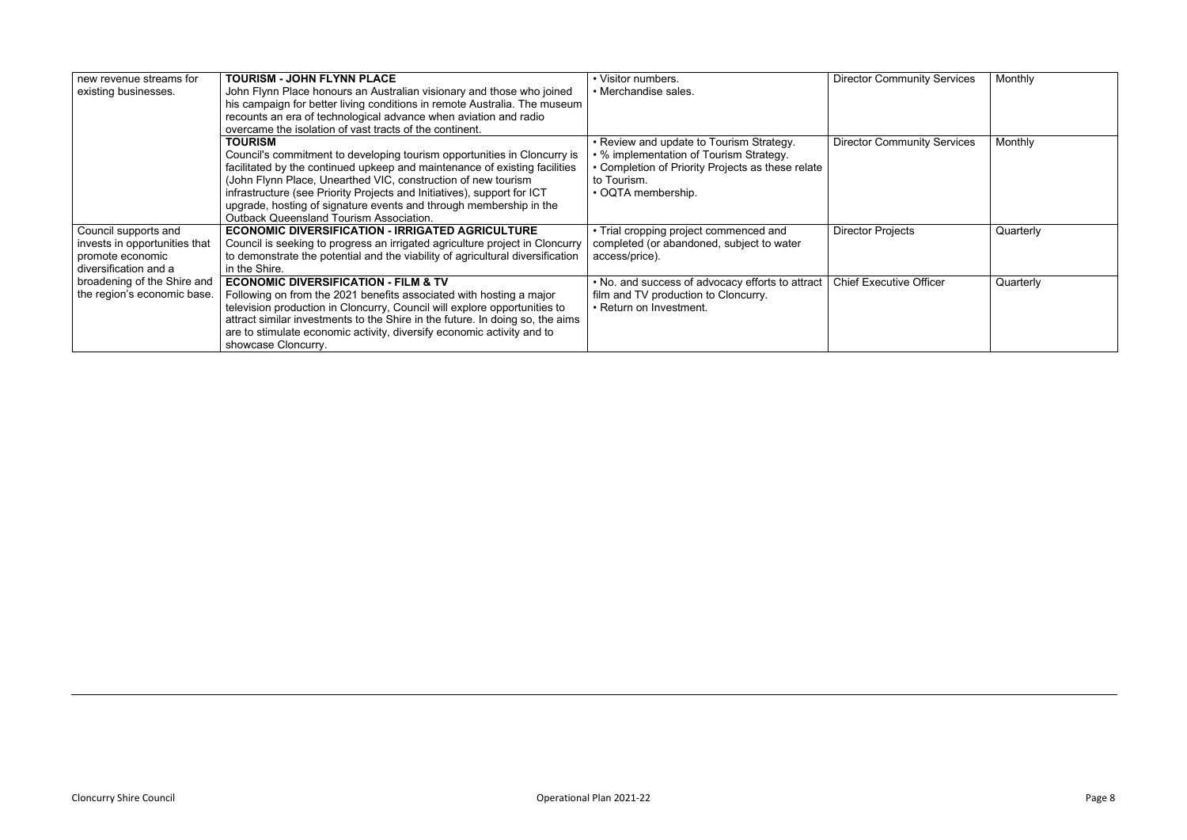| | | | | |
|---|---|---|---|---|
| new revenue streams for existing businesses. | **TOURISM - JOHN FLYNN PLACE** John Flynn Place honours an Australian visionary and those who joined his campaign for better living conditions in remote Australia. The museum recounts an era of technological advance when aviation and radio overcame the isolation of vast tracts of the continent. | • Visitor numbers. • Merchandise sales. | Director Community Services | Monthly |
| | **TOURISM** Council's commitment to developing tourism opportunities in Cloncurry is facilitated by the continued upkeep and maintenance of existing facilities (John Flynn Place, Unearthed VIC, construction of new tourism infrastructure (see Priority Projects and Initiatives), support for ICT upgrade, hosting of signature events and through membership in the Outback Queensland Tourism Association. | • Review and update to Tourism Strategy. • % implementation of Tourism Strategy. • Completion of Priority Projects as these relate to Tourism. • OQTA membership. | Director Community Services | Monthly |
| Council supports and invests in opportunities that promote economic diversification and a broadening of the Shire and the region's economic base. | **ECONOMIC DIVERSIFICATION - IRRIGATED AGRICULTURE** Council is seeking to progress an irrigated agriculture project in Cloncurry to demonstrate the potential and the viability of agricultural diversification in the Shire. | • Trial cropping project commenced and completed (or abandoned, subject to water access/price). | Director Projects | Quarterly |
| | **ECONOMIC DIVERSIFICATION - FILM & TV** Following on from the 2021 benefits associated with hosting a major television production in Cloncurry, Council will explore opportunities to attract similar investments to the Shire in the future. In doing so, the aims are to stimulate economic activity, diversify economic activity and to showcase Cloncurry. | • No. and success of advocacy efforts to attract film and TV production to Cloncurry. • Return on Investment. | Chief Executive Officer | Quarterly |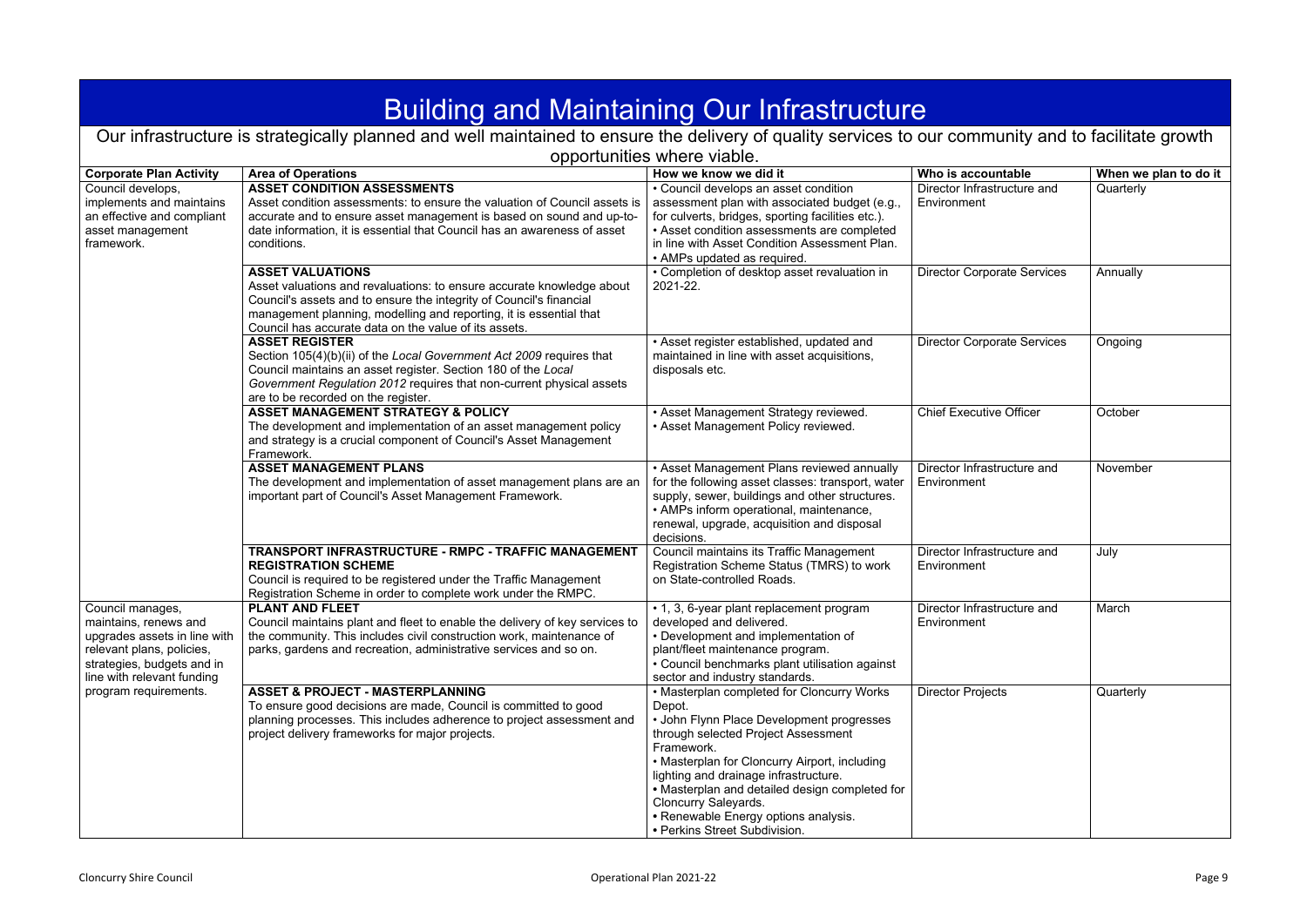# Building and Maintaining Our Infrastructure

Our infrastructure is strategically planned and well maintained to ensure the delivery of quality services to our community and to facilitate growth opportunities where viable.

| Corporate Plan Activity | Area of Operations | How we know we did it | Who is accountable | When we plan to do it |
|---|---|---|---|---|
| Council develops, implements and maintains an effective and compliant asset management framework. | **ASSET CONDITION ASSESSMENTS**<br>Asset condition assessments: to ensure the valuation of Council assets is accurate and to ensure asset management is based on sound and up-to-date information, it is essential that Council has an awareness of asset conditions. | • Council develops an asset condition assessment plan with associated budget (e.g., for culverts, bridges, sporting facilities etc.).<br>• Asset condition assessments are completed in line with Asset Condition Assessment Plan.<br>• AMPs updated as required. | Director Infrastructure and Environment | Quarterly |
| | **ASSET VALUATIONS**<br>Asset valuations and revaluations: to ensure accurate knowledge about Council's assets and to ensure the integrity of Council's financial management planning, modelling and reporting, it is essential that Council has accurate data on the value of its assets. | • Completion of desktop asset revaluation in 2021-22. | Director Corporate Services | Annually |
| | **ASSET REGISTER**<br>Section 105(4)(b)(ii) of the *Local Government Act 2009* requires that Council maintains an asset register. Section 180 of the *Local Government Regulation 2012* requires that non-current physical assets are to be recorded on the register. | • Asset register established, updated and maintained in line with asset acquisitions, disposals etc. | Director Corporate Services | Ongoing |
| | **ASSET MANAGEMENT STRATEGY & POLICY**<br>The development and implementation of an asset management policy and strategy is a crucial component of Council's Asset Management Framework. | • Asset Management Strategy reviewed.<br>• Asset Management Policy reviewed. | Chief Executive Officer | October |
| | **ASSET MANAGEMENT PLANS**<br>The development and implementation of asset management plans are an important part of Council's Asset Management Framework. | • Asset Management Plans reviewed annually for the following asset classes: transport, water supply, sewer, buildings and other structures.<br>• AMPs inform operational, maintenance, renewal, upgrade, acquisition and disposal decisions. | Director Infrastructure and Environment | November |
| | **TRANSPORT INFRASTRUCTURE - RMPC - TRAFFIC MANAGEMENT REGISTRATION SCHEME**<br>Council is required to be registered under the Traffic Management Registration Scheme in order to complete work under the RMPC. | Council maintains its Traffic Management Registration Scheme Status (TMRS) to work on State-controlled Roads. | Director Infrastructure and Environment | July |
| Council manages, maintains, renews and upgrades assets in line with relevant plans, policies, strategies, budgets and in line with relevant funding program requirements. | **PLANT AND FLEET**<br>Council maintains plant and fleet to enable the delivery of key services to the community. This includes civil construction work, maintenance of parks, gardens and recreation, administrative services and so on. | • 1, 3, 6-year plant replacement program developed and delivered.<br>• Development and implementation of plant/fleet maintenance program.<br>• Council benchmarks plant utilisation against sector and industry standards. | Director Infrastructure and Environment | March |
| | **ASSET & PROJECT - MASTERPLANNING**<br>To ensure good decisions are made, Council is committed to good planning processes. This includes adherence to project assessment and project delivery frameworks for major projects. | • Masterplan completed for Cloncurry Works Depot.<br>• John Flynn Place Development progresses through selected Project Assessment Framework.<br>• Masterplan for Cloncurry Airport, including lighting and drainage infrastructure.<br>• Masterplan and detailed design completed for Cloncurry Saleyards.<br>• Renewable Energy options analysis.<br>• Perkins Street Subdivision. | Director Projects | Quarterly |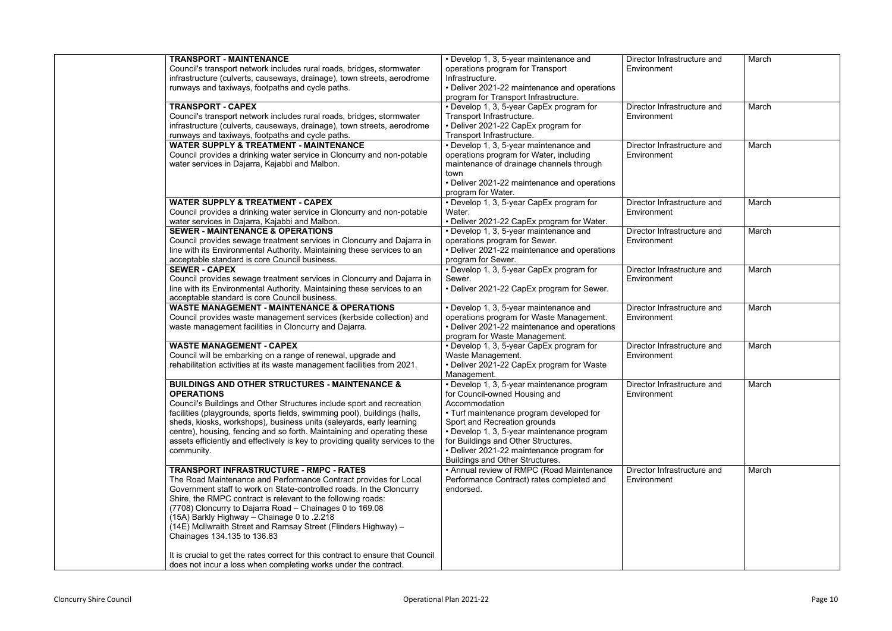| | | | | |
|---|---|---|---|---|
| | **TRANSPORT - MAINTENANCE**<br>Council's transport network includes rural roads, bridges, stormwater infrastructure (culverts, causeways, drainage), town streets, aerodrome runways and taxiways, footpaths and cycle paths. | • Develop 1, 3, 5-year maintenance and operations program for Transport Infrastructure.<br>• Deliver 2021-22 maintenance and operations program for Transport Infrastructure. | Director Infrastructure and Environment | March |
| | **TRANSPORT - CAPEX**<br>Council's transport network includes rural roads, bridges, stormwater infrastructure (culverts, causeways, drainage), town streets, aerodrome runways and taxiways, footpaths and cycle paths. | • Develop 1, 3, 5-year CapEx program for Transport Infrastructure.<br>• Deliver 2021-22 CapEx program for Transport Infrastructure. | Director Infrastructure and Environment | March |
| | **WATER SUPPLY & TREATMENT - MAINTENANCE**<br>Council provides a drinking water service in Cloncurry and non-potable water services in Dajarra, Kajabbi and Malbon. | • Develop 1, 3, 5-year maintenance and operations program for Water, including maintenance of drainage channels through town<br>• Deliver 2021-22 maintenance and operations program for Water. | Director Infrastructure and Environment | March |
| | **WATER SUPPLY & TREATMENT - CAPEX**<br>Council provides a drinking water service in Cloncurry and non-potable water services in Dajarra, Kajabbi and Malbon. | • Develop 1, 3, 5-year CapEx program for Water.<br>• Deliver 2021-22 CapEx program for Water. | Director Infrastructure and Environment | March |
| | **SEWER - MAINTENANCE & OPERATIONS**<br>Council provides sewage treatment services in Cloncurry and Dajarra in line with its Environmental Authority. Maintaining these services to an acceptable standard is core Council business. | • Develop 1, 3, 5-year maintenance and operations program for Sewer.<br>• Deliver 2021-22 maintenance and operations program for Sewer. | Director Infrastructure and Environment | March |
| | **SEWER - CAPEX**<br>Council provides sewage treatment services in Cloncurry and Dajarra in line with its Environmental Authority. Maintaining these services to an acceptable standard is core Council business. | • Develop 1, 3, 5-year CapEx program for Sewer.<br>• Deliver 2021-22 CapEx program for Sewer. | Director Infrastructure and Environment | March |
| | **WASTE MANAGEMENT - MAINTENANCE & OPERATIONS**<br>Council provides waste management services (kerbside collection) and waste management facilities in Cloncurry and Dajarra. | • Develop 1, 3, 5-year maintenance and operations program for Waste Management.<br>• Deliver 2021-22 maintenance and operations program for Waste Management. | Director Infrastructure and Environment | March |
| | **WASTE MANAGEMENT - CAPEX**<br>Council will be embarking on a range of renewal, upgrade and rehabilitation activities at its waste management facilities from 2021. | • Develop 1, 3, 5-year CapEx program for Waste Management.<br>• Deliver 2021-22 CapEx program for Waste Management. | Director Infrastructure and Environment | March |
| | **BUILDINGS AND OTHER STRUCTURES - MAINTENANCE & OPERATIONS**<br>Council's Buildings and Other Structures include sport and recreation facilities (playgrounds, sports fields, swimming pool), buildings (halls, sheds, kiosks, workshops), business units (saleyards, early learning centre), housing, fencing and so forth. Maintaining and operating these assets efficiently and effectively is key to providing quality services to the community. | • Develop 1, 3, 5-year maintenance program for Council-owned Housing and Accommodation<br>• Turf maintenance program developed for Sport and Recreation grounds<br>• Develop 1, 3, 5-year maintenance program for Buildings and Other Structures.<br>• Deliver 2021-22 maintenance program for Buildings and Other Structures. | Director Infrastructure and Environment | March |
| | **TRANSPORT INFRASTRUCTURE - RMPC - RATES**<br>The Road Maintenance and Performance Contract provides for Local Government staff to work on State-controlled roads. In the Cloncurry Shire, the RMPC contract is relevant to the following roads:<br>(7708) Cloncurry to Dajarra Road – Chainages 0 to 169.08<br>(15A) Barkly Highway – Chainage 0 to .2.218<br>(14E) McIlwraith Street and Ramsay Street (Flinders Highway) – Chainages 134.135 to 136.83<br><br>It is crucial to get the rates correct for this contract to ensure that Council does not incur a loss when completing works under the contract. | • Annual review of RMPC (Road Maintenance Performance Contract) rates completed and endorsed. | Director Infrastructure and Environment | March |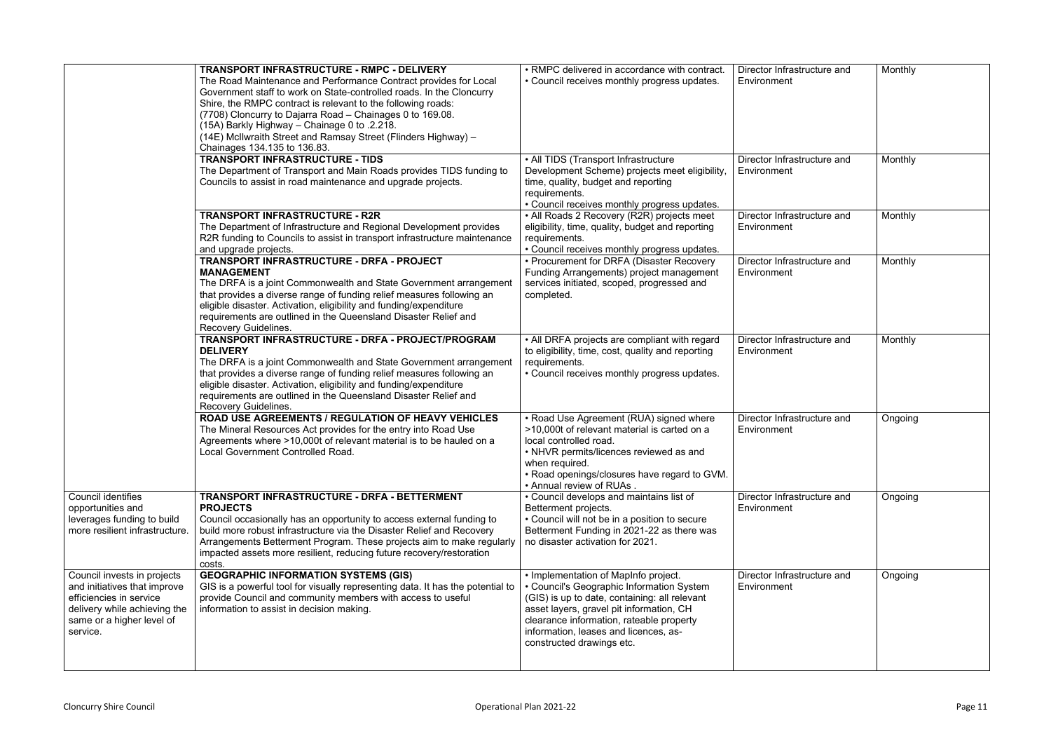| | | | | |
|---|---|---|---|---|
| | **TRANSPORT INFRASTRUCTURE - RMPC - DELIVERY**<br>The Road Maintenance and Performance Contract provides for Local Government staff to work on State-controlled roads. In the Cloncurry Shire, the RMPC contract is relevant to the following roads:<br>(7708) Cloncurry to Dajarra Road – Chainages 0 to 169.08.<br>(15A) Barkly Highway – Chainage 0 to .2.218.<br>(14E) McIlwraith Street and Ramsay Street (Flinders Highway) – Chainages 134.135 to 136.83. | • RMPC delivered in accordance with contract.<br>• Council receives monthly progress updates. | Director Infrastructure and Environment | Monthly |
| | **TRANSPORT INFRASTRUCTURE - TIDS**<br>The Department of Transport and Main Roads provides TIDS funding to Councils to assist in road maintenance and upgrade projects. | • All TIDS (Transport Infrastructure Development Scheme) projects meet eligibility, time, quality, budget and reporting requirements.<br>• Council receives monthly progress updates. | Director Infrastructure and Environment | Monthly |
| | **TRANSPORT INFRASTRUCTURE - R2R**<br>The Department of Infrastructure and Regional Development provides R2R funding to Councils to assist in transport infrastructure maintenance and upgrade projects. | • All Roads 2 Recovery (R2R) projects meet eligibility, time, quality, budget and reporting requirements.<br>• Council receives monthly progress updates. | Director Infrastructure and Environment | Monthly |
| | **TRANSPORT INFRASTRUCTURE - DRFA - PROJECT MANAGEMENT**<br>The DRFA is a joint Commonwealth and State Government arrangement that provides a diverse range of funding relief measures following an eligible disaster. Activation, eligibility and funding/expenditure requirements are outlined in the Queensland Disaster Relief and Recovery Guidelines. | • Procurement for DRFA (Disaster Recovery Funding Arrangements) project management services initiated, scoped, progressed and completed. | Director Infrastructure and Environment | Monthly |
| | **TRANSPORT INFRASTRUCTURE - DRFA - PROJECT/PROGRAM DELIVERY**<br>The DRFA is a joint Commonwealth and State Government arrangement that provides a diverse range of funding relief measures following an eligible disaster. Activation, eligibility and funding/expenditure requirements are outlined in the Queensland Disaster Relief and Recovery Guidelines. | • All DRFA projects are compliant with regard to eligibility, time, cost, quality and reporting requirements.<br>• Council receives monthly progress updates. | Director Infrastructure and Environment | Monthly |
| | **ROAD USE AGREEMENTS / REGULATION OF HEAVY VEHICLES**<br>The Mineral Resources Act provides for the entry into Road Use Agreements where >10,000t of relevant material is to be hauled on a Local Government Controlled Road. | • Road Use Agreement (RUA) signed where >10,000t of relevant material is carted on a local controlled road.<br>• NHVR permits/licences reviewed as and when required.<br>• Road openings/closures have regard to GVM.<br>• Annual review of RUAs . | Director Infrastructure and Environment | Ongoing |
| Council identifies opportunities and leverages funding to build more resilient infrastructure. | **TRANSPORT INFRASTRUCTURE - DRFA - BETTERMENT PROJECTS**<br>Council occasionally has an opportunity to access external funding to build more robust infrastructure via the Disaster Relief and Recovery Arrangements Betterment Program. These projects aim to make regularly impacted assets more resilient, reducing future recovery/restoration costs. | • Council develops and maintains list of Betterment projects.<br>• Council will not be in a position to secure Betterment Funding in 2021-22 as there was no disaster activation for 2021. | Director Infrastructure and Environment | Ongoing |
| Council invests in projects and initiatives that improve efficiencies in service delivery while achieving the same or a higher level of service. | **GEOGRAPHIC INFORMATION SYSTEMS (GIS)**<br>GIS is a powerful tool for visually representing data. It has the potential to provide Council and community members with access to useful information to assist in decision making. | • Implementation of MapInfo project.<br>• Council's Geographic Information System (GIS) is up to date, containing: all relevant asset layers, gravel pit information, CH clearance information, rateable property information, leases and licences, as-constructed drawings etc. | Director Infrastructure and Environment | Ongoing |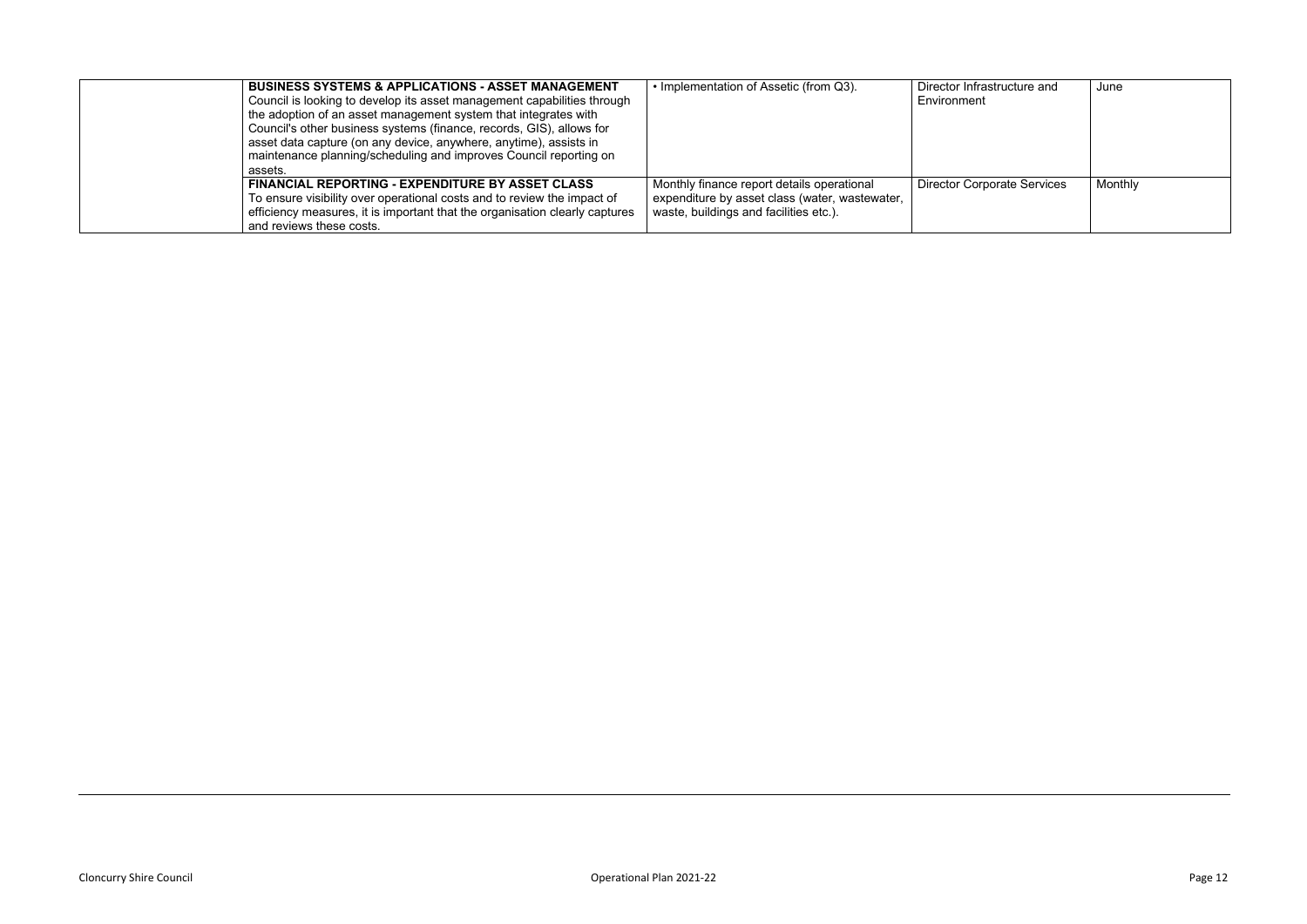|  | **BUSINESS SYSTEMS & APPLICATIONS - ASSET MANAGEMENT** Council is looking to develop its asset management capabilities through the adoption of an asset management system that integrates with Council's other business systems (finance, records, GIS), allows for asset data capture (on any device, anywhere, anytime), assists in maintenance planning/scheduling and improves Council reporting on assets. | • Implementation of Assetic (from Q3). | Director Infrastructure and Environment | June |
|---|---|---|---|---|
|  | **FINANCIAL REPORTING - EXPENDITURE BY ASSET CLASS** To ensure visibility over operational costs and to review the impact of efficiency measures, it is important that the organisation clearly captures and reviews these costs. | Monthly finance report details operational expenditure by asset class (water, wastewater, waste, buildings and facilities etc.). | Director Corporate Services | Monthly |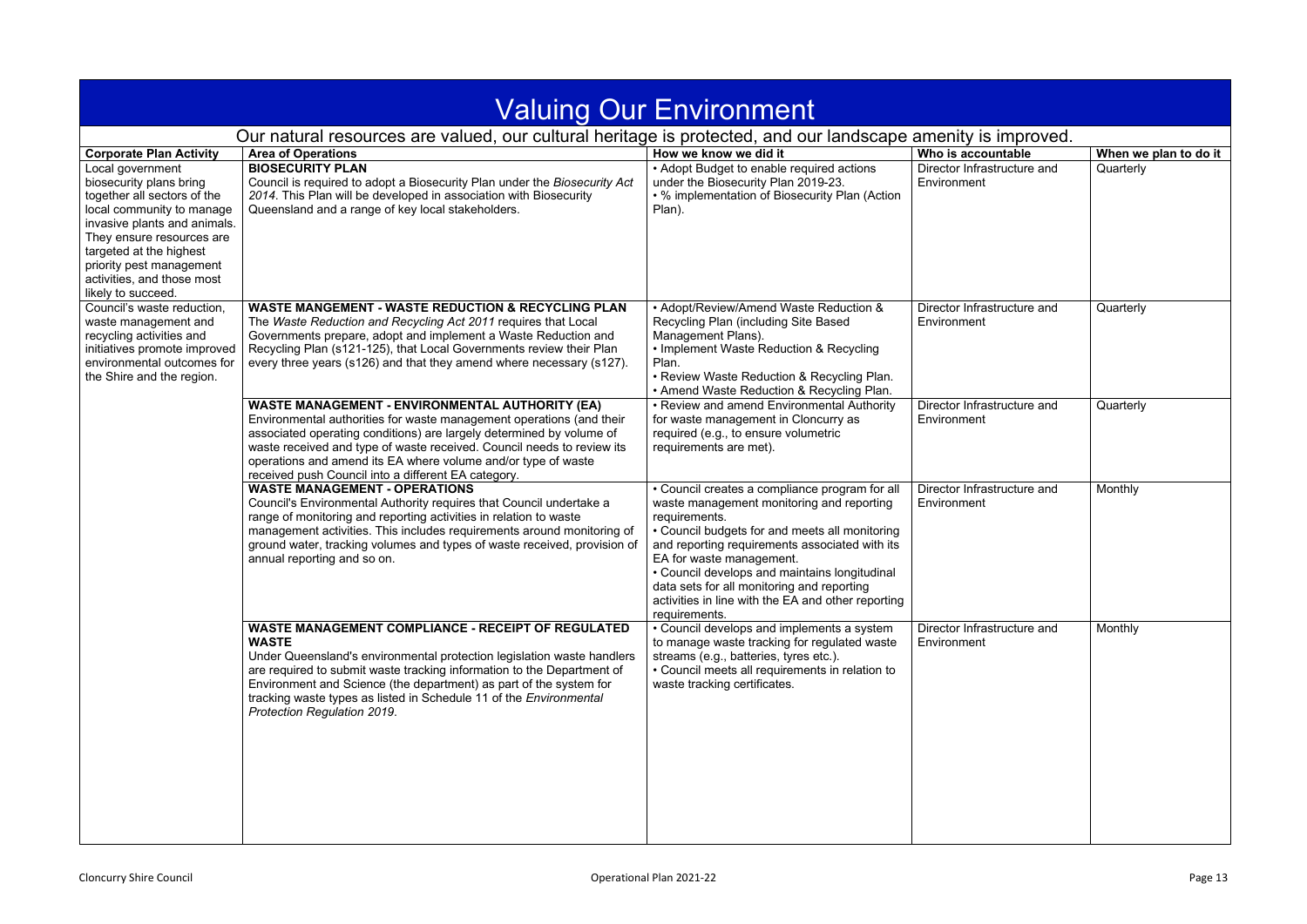# Valuing Our Environment

## Our natural resources are valued, our cultural heritage is protected, and our landscape amenity is improved.

| Corporate Plan Activity | Area of Operations | How we know we did it | Who is accountable | When we plan to do it |
|---|---|---|---|---|
| Local government biosecurity plans bring together all sectors of the local community to manage invasive plants and animals. They ensure resources are targeted at the highest priority pest management activities, and those most likely to succeed. | **BIOSECURITY PLAN**<br>Council is required to adopt a Biosecurity Plan under the *Biosecurity Act 2014*. This Plan will be developed in association with Biosecurity Queensland and a range of key local stakeholders. | • Adopt Budget to enable required actions under the Biosecurity Plan 2019-23.<br>• % implementation of Biosecurity Plan (Action Plan). | Director Infrastructure and Environment | Quarterly |
| Council's waste reduction, waste management and recycling activities and initiatives promote improved environmental outcomes for the Shire and the region. | **WASTE MANGEMENT - WASTE REDUCTION & RECYCLING PLAN**<br>The *Waste Reduction and Recycling Act 2011* requires that Local Governments prepare, adopt and implement a Waste Reduction and Recycling Plan (s121-125), that Local Governments review their Plan every three years (s126) and that they amend where necessary (s127). | • Adopt/Review/Amend Waste Reduction & Recycling Plan (including Site Based Management Plans).<br>• Implement Waste Reduction & Recycling Plan.<br>• Review Waste Reduction & Recycling Plan.<br>• Amend Waste Reduction & Recycling Plan. | Director Infrastructure and Environment | Quarterly |
| | **WASTE MANAGEMENT - ENVIRONMENTAL AUTHORITY (EA)**<br>Environmental authorities for waste management operations (and their associated operating conditions) are largely determined by volume of waste received and type of waste received. Council needs to review its operations and amend its EA where volume and/or type of waste received push Council into a different EA category. | • Review and amend Environmental Authority for waste management in Cloncurry as required (e.g., to ensure volumetric requirements are met). | Director Infrastructure and Environment | Quarterly |
| | **WASTE MANAGEMENT - OPERATIONS**<br>Council's Environmental Authority requires that Council undertake a range of monitoring and reporting activities in relation to waste management activities. This includes requirements around monitoring of ground water, tracking volumes and types of waste received, provision of annual reporting and so on. | • Council creates a compliance program for all waste management monitoring and reporting requirements.<br>• Council budgets for and meets all monitoring and reporting requirements associated with its EA for waste management.<br>• Council develops and maintains longitudinal data sets for all monitoring and reporting activities in line with the EA and other reporting requirements. | Director Infrastructure and Environment | Monthly |
| | **WASTE MANAGEMENT COMPLIANCE - RECEIPT OF REGULATED WASTE**<br>Under Queensland's environmental protection legislation waste handlers are required to submit waste tracking information to the Department of Environment and Science (the department) as part of the system for tracking waste types as listed in Schedule 11 of the *Environmental Protection Regulation 2019*. | • Council develops and implements a system to manage waste tracking for regulated waste streams (e.g., batteries, tyres etc.).<br>• Council meets all requirements in relation to waste tracking certificates. | Director Infrastructure and Environment | Monthly |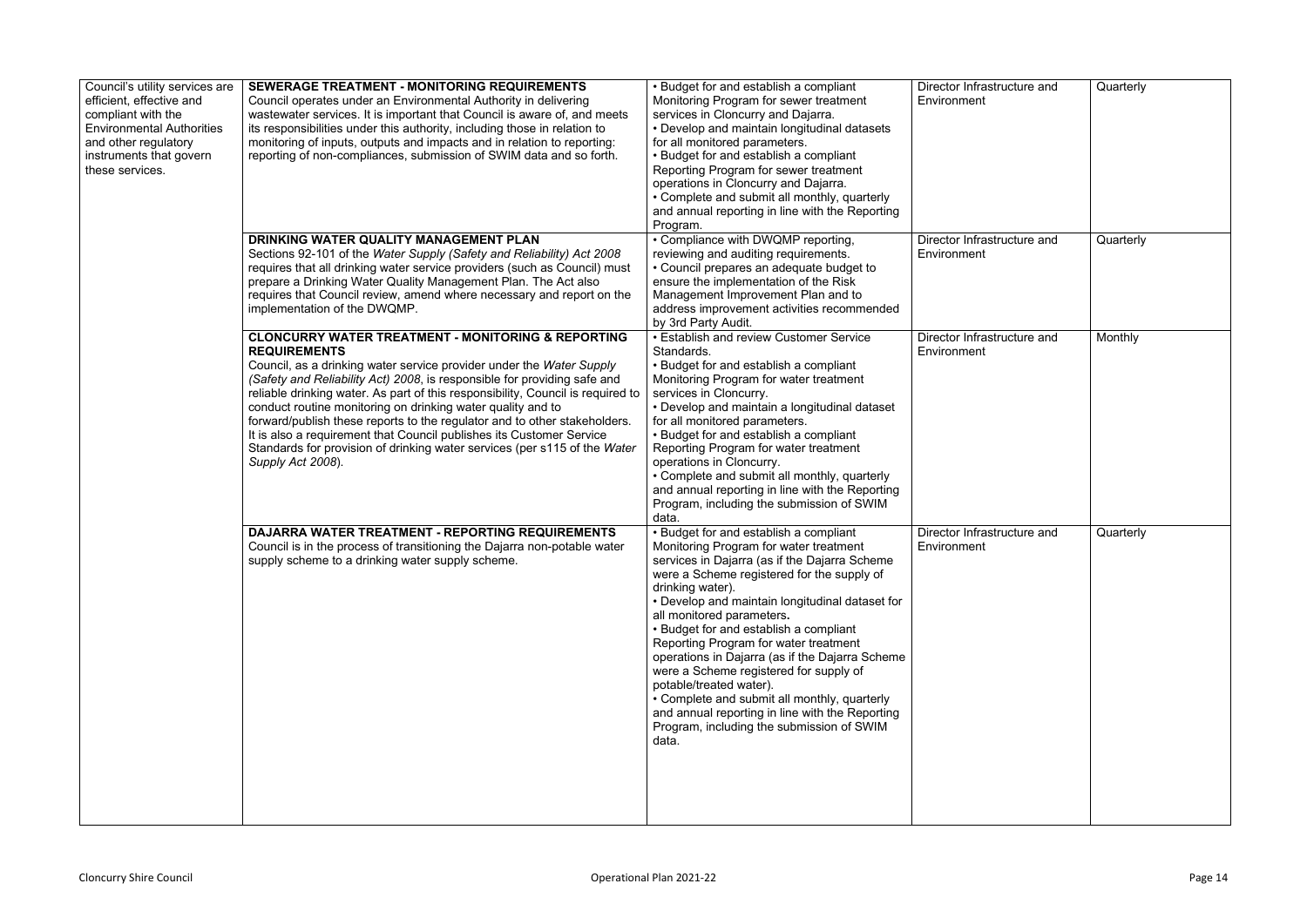| | | | | |
|---|---|---|---|---|
| Council's utility services are efficient, effective and compliant with the Environmental Authorities and other regulatory instruments that govern these services. | **SEWERAGE TREATMENT - MONITORING REQUIREMENTS**<br>Council operates under an Environmental Authority in delivering wastewater services. It is important that Council is aware of, and meets its responsibilities under this authority, including those in relation to monitoring of inputs, outputs and impacts and in relation to reporting: reporting of non-compliances, submission of SWIM data and so forth. | • Budget for and establish a compliant Monitoring Program for sewer treatment services in Cloncurry and Dajarra.<br>• Develop and maintain longitudinal datasets for all monitored parameters.<br>• Budget for and establish a compliant Reporting Program for sewer treatment operations in Cloncurry and Dajarra.<br>• Complete and submit all monthly, quarterly and annual reporting in line with the Reporting Program. | Director Infrastructure and Environment | Quarterly |
| | **DRINKING WATER QUALITY MANAGEMENT PLAN**<br>Sections 92-101 of the *Water Supply (Safety and Reliability) Act 2008* requires that all drinking water service providers (such as Council) must prepare a Drinking Water Quality Management Plan. The Act also requires that Council review, amend where necessary and report on the implementation of the DWQMP. | • Compliance with DWQMP reporting, reviewing and auditing requirements.<br>• Council prepares an adequate budget to ensure the implementation of the Risk Management Improvement Plan and to address improvement activities recommended by 3rd Party Audit. | Director Infrastructure and Environment | Quarterly |
| | **CLONCURRY WATER TREATMENT - MONITORING & REPORTING REQUIREMENTS**<br>Council, as a drinking water service provider under the *Water Supply (Safety and Reliability Act) 2008*, is responsible for providing safe and reliable drinking water. As part of this responsibility, Council is required to conduct routine monitoring on drinking water quality and to forward/publish these reports to the regulator and to other stakeholders. It is also a requirement that Council publishes its Customer Service Standards for provision of drinking water services (per s115 of the *Water Supply Act 2008*). | • Establish and review Customer Service Standards.<br>• Budget for and establish a compliant Monitoring Program for water treatment services in Cloncurry.<br>• Develop and maintain a longitudinal dataset for all monitored parameters.<br>• Budget for and establish a compliant Reporting Program for water treatment operations in Cloncurry.<br>• Complete and submit all monthly, quarterly and annual reporting in line with the Reporting Program, including the submission of SWIM data. | Director Infrastructure and Environment | Monthly |
| | **DAJARRA WATER TREATMENT - REPORTING REQUIREMENTS**<br>Council is in the process of transitioning the Dajarra non-potable water supply scheme to a drinking water supply scheme. | • Budget for and establish a compliant Monitoring Program for water treatment services in Dajarra (as if the Dajarra Scheme were a Scheme registered for the supply of drinking water).<br>• Develop and maintain longitudinal dataset for all monitored parameters.<br>• Budget for and establish a compliant Reporting Program for water treatment operations in Dajarra (as if the Dajarra Scheme were a Scheme registered for supply of potable/treated water).<br>• Complete and submit all monthly, quarterly and annual reporting in line with the Reporting Program, including the submission of SWIM data. | Director Infrastructure and Environment | Quarterly |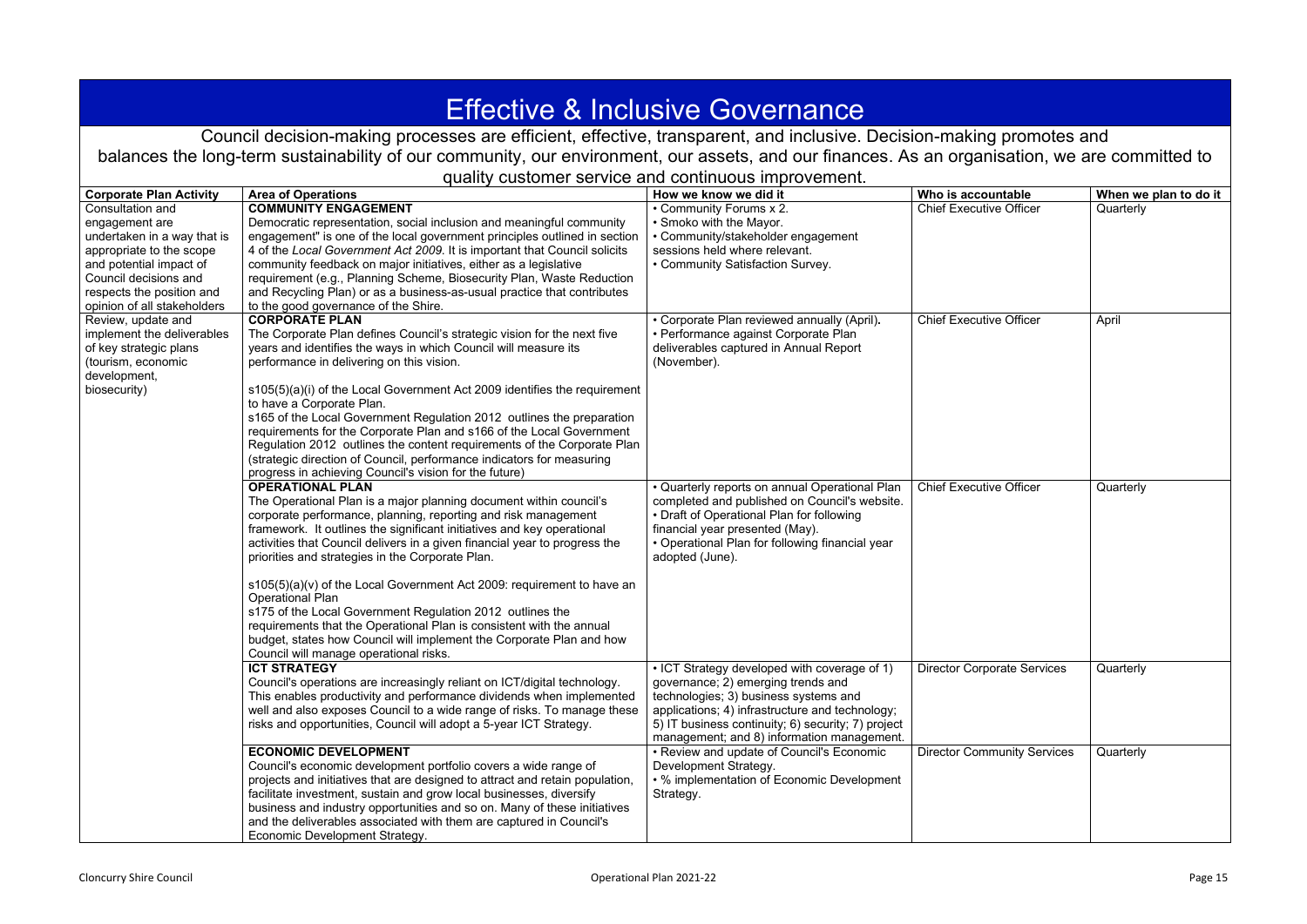# Effective & Inclusive Governance

Council decision-making processes are efficient, effective, transparent, and inclusive. Decision-making promotes and balances the long-term sustainability of our community, our environment, our assets, and our finances. As an organisation, we are committed to quality customer service and continuous improvement.

| Corporate Plan Activity | Area of Operations | How we know we did it | Who is accountable | When we plan to do it |
|---|---|---|---|---|
| Consultation and engagement are undertaken in a way that is appropriate to the scope and potential impact of Council decisions and respects the position and opinion of all stakeholders | **COMMUNITY ENGAGEMENT**<br>Democratic representation, social inclusion and meaningful community engagement" is one of the local government principles outlined in section 4 of the *Local Government Act 2009*. It is important that Council solicits community feedback on major initiatives, either as a legislative requirement (e.g., Planning Scheme, Biosecurity Plan, Waste Reduction and Recycling Plan) or as a business-as-usual practice that contributes to the good governance of the Shire. | • Community Forums x 2.<br>• Smoko with the Mayor.<br>• Community/stakeholder engagement sessions held where relevant.<br>• Community Satisfaction Survey. | Chief Executive Officer | Quarterly |
| Review, update and implement the deliverables of key strategic plans (tourism, economic development, biosecurity) | **CORPORATE PLAN**<br>The Corporate Plan defines Council's strategic vision for the next five years and identifies the ways in which Council will measure its performance in delivering on this vision.<br><br>s105(5)(a)(i) of the Local Government Act 2009 identifies the requirement to have a Corporate Plan.<br>s165 of the Local Government Regulation 2012 outlines the preparation requirements for the Corporate Plan and s166 of the Local Government Regulation 2012 outlines the content requirements of the Corporate Plan (strategic direction of Council, performance indicators for measuring progress in achieving Council's vision for the future) | • Corporate Plan reviewed annually (April).<br>• Performance against Corporate Plan deliverables captured in Annual Report (November). | Chief Executive Officer | April |
| | **OPERATIONAL PLAN**<br>The Operational Plan is a major planning document within council's corporate performance, planning, reporting and risk management framework. It outlines the significant initiatives and key operational activities that Council delivers in a given financial year to progress the priorities and strategies in the Corporate Plan.<br><br>s105(5)(a)(v) of the Local Government Act 2009: requirement to have an Operational Plan<br>s175 of the Local Government Regulation 2012 outlines the requirements that the Operational Plan is consistent with the annual budget, states how Council will implement the Corporate Plan and how Council will manage operational risks. | • Quarterly reports on annual Operational Plan completed and published on Council's website.<br>• Draft of Operational Plan for following financial year presented (May).<br>• Operational Plan for following financial year adopted (June). | Chief Executive Officer | Quarterly |
| | **ICT STRATEGY**<br>Council's operations are increasingly reliant on ICT/digital technology. This enables productivity and performance dividends when implemented well and also exposes Council to a wide range of risks. To manage these risks and opportunities, Council will adopt a 5-year ICT Strategy. | • ICT Strategy developed with coverage of 1) governance; 2) emerging trends and technologies; 3) business systems and applications; 4) infrastructure and technology; 5) IT business continuity; 6) security; 7) project management; and 8) information management. | Director Corporate Services | Quarterly |
| | **ECONOMIC DEVELOPMENT**<br>Council's economic development portfolio covers a wide range of projects and initiatives that are designed to attract and retain population, facilitate investment, sustain and grow local businesses, diversify business and industry opportunities and so on. Many of these initiatives and the deliverables associated with them are captured in Council's Economic Development Strategy. | • Review and update of Council's Economic Development Strategy.<br>• % implementation of Economic Development Strategy. | Director Community Services | Quarterly |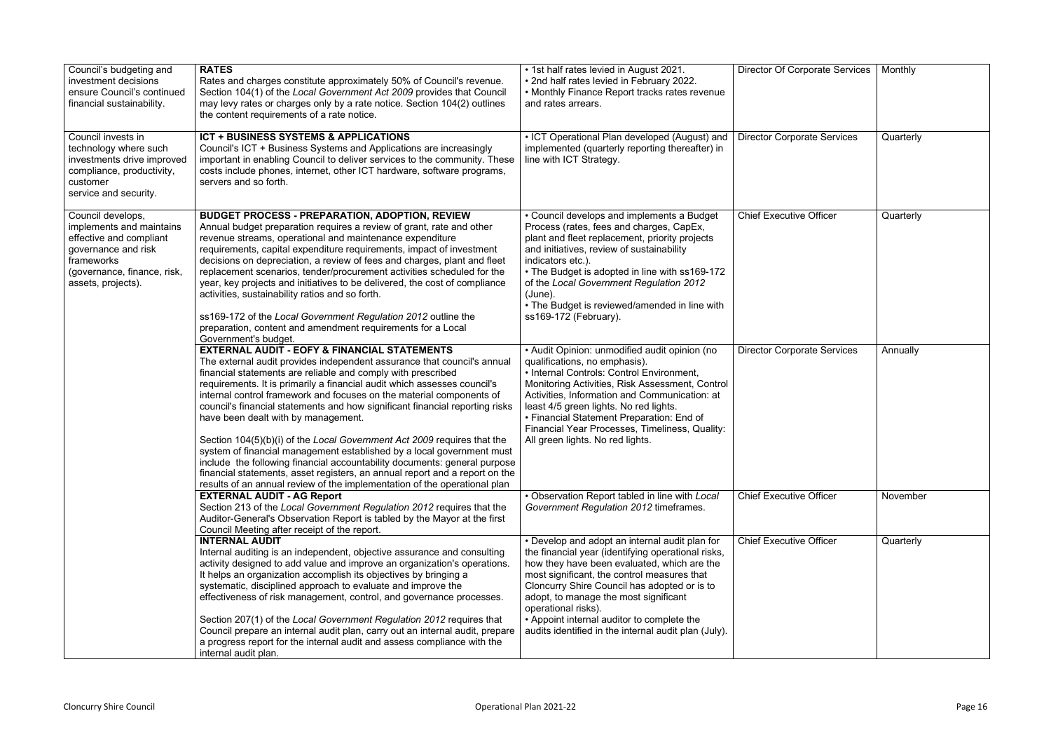| | | | | |
|---|---|---|---|---|
| Council's budgeting and investment decisions ensure Council's continued financial sustainability. | **RATES**<br>Rates and charges constitute approximately 50% of Council's revenue. Section 104(1) of the *Local Government Act 2009* provides that Council may levy rates or charges only by a rate notice. Section 104(2) outlines the content requirements of a rate notice. | • 1st half rates levied in August 2021.<br>• 2nd half rates levied in February 2022.<br>• Monthly Finance Report tracks rates revenue and rates arrears. | Director Of Corporate Services | Monthly |
| Council invests in technology where such investments drive improved compliance, productivity, customer service and security. | **ICT + BUSINESS SYSTEMS & APPLICATIONS**<br>Council's ICT + Business Systems and Applications are increasingly important in enabling Council to deliver services to the community. These costs include phones, internet, other ICT hardware, software programs, servers and so forth. | • ICT Operational Plan developed (August) and implemented (quarterly reporting thereafter) in line with ICT Strategy. | Director Corporate Services | Quarterly |
| Council develops, implements and maintains effective and compliant governance and risk frameworks (governance, finance, risk, assets, projects). | **BUDGET PROCESS - PREPARATION, ADOPTION, REVIEW**<br>Annual budget preparation requires a review of grant, rate and other revenue streams, operational and maintenance expenditure requirements, capital expenditure requirements, impact of investment decisions on depreciation, a review of fees and charges, plant and fleet replacement scenarios, tender/procurement activities scheduled for the year, key projects and initiatives to be delivered, the cost of compliance activities, sustainability ratios and so forth.<br><br>ss169-172 of the *Local Government Regulation 2012* outline the preparation, content and amendment requirements for a Local Government's budget. | • Council develops and implements a Budget Process (rates, fees and charges, CapEx, plant and fleet replacement, priority projects and initiatives, review of sustainability indicators etc.).<br>• The Budget is adopted in line with ss169-172 of the *Local Government Regulation 2012* (June).<br>• The Budget is reviewed/amended in line with ss169-172 (February). | Chief Executive Officer | Quarterly |
| | **EXTERNAL AUDIT - EOFY & FINANCIAL STATEMENTS**<br>The external audit provides independent assurance that council's annual financial statements are reliable and comply with prescribed requirements. It is primarily a financial audit which assesses council's internal control framework and focuses on the material components of council's financial statements and how significant financial reporting risks have been dealt with by management.<br><br>Section 104(5)(b)(i) of the *Local Government Act 2009* requires that the system of financial management established by a local government must include the following financial accountability documents: general purpose financial statements, asset registers, an annual report and a report on the results of an annual review of the implementation of the operational plan | • Audit Opinion: unmodified audit opinion (no qualifications, no emphasis).<br>• Internal Controls: Control Environment, Monitoring Activities, Risk Assessment, Control Activities, Information and Communication: at least 4/5 green lights. No red lights.<br>• Financial Statement Preparation: End of Financial Year Processes, Timeliness, Quality: All green lights. No red lights. | Director Corporate Services | Annually |
| | **EXTERNAL AUDIT - AG Report**<br>Section 213 of the *Local Government Regulation 2012* requires that the Auditor-General's Observation Report is tabled by the Mayor at the first Council Meeting after receipt of the report. | • Observation Report tabled in line with *Local Government Regulation 2012* timeframes. | Chief Executive Officer | November |
| | **INTERNAL AUDIT**<br>Internal auditing is an independent, objective assurance and consulting activity designed to add value and improve an organization's operations. It helps an organization accomplish its objectives by bringing a systematic, disciplined approach to evaluate and improve the effectiveness of risk management, control, and governance processes.<br><br>Section 207(1) of the *Local Government Regulation 2012* requires that Council prepare an internal audit plan, carry out an internal audit, prepare a progress report for the internal audit and assess compliance with the internal audit plan. | • Develop and adopt an internal audit plan for the financial year (identifying operational risks, how they have been evaluated, which are the most significant, the control measures that Cloncurry Shire Council has adopted or is to adopt, to manage the most significant operational risks).<br>• Appoint internal auditor to complete the audits identified in the internal audit plan (July). | Chief Executive Officer | Quarterly |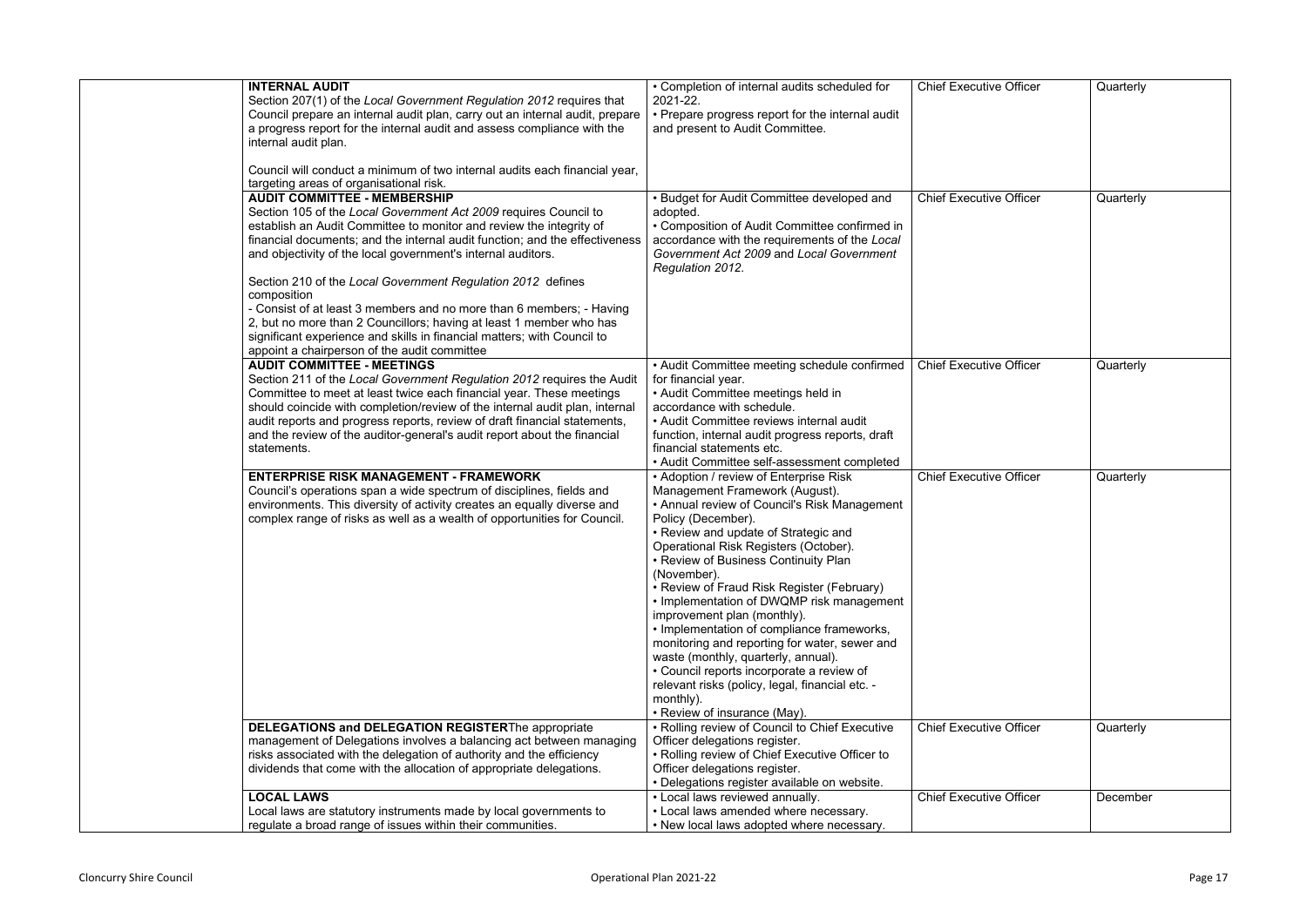| | | | | |
|---|---|---|---|---|
| | **INTERNAL AUDIT**<br>Section 207(1) of the *Local Government Regulation 2012* requires that Council prepare an internal audit plan, carry out an internal audit, prepare a progress report for the internal audit and assess compliance with the internal audit plan.<br><br>Council will conduct a minimum of two internal audits each financial year, targeting areas of organisational risk. | • Completion of internal audits scheduled for 2021-22.<br>• Prepare progress report for the internal audit and present to Audit Committee. | Chief Executive Officer | Quarterly |
| | **AUDIT COMMITTEE - MEMBERSHIP**<br>Section 105 of the *Local Government Act 2009* requires Council to establish an Audit Committee to monitor and review the integrity of financial documents; and the internal audit function; and the effectiveness and objectivity of the local government's internal auditors.<br><br>Section 210 of the *Local Government Regulation 2012* defines composition<br>- Consist of at least 3 members and no more than 6 members; - Having 2, but no more than 2 Councillors; having at least 1 member who has significant experience and skills in financial matters; with Council to appoint a chairperson of the audit committee | • Budget for Audit Committee developed and adopted.<br>• Composition of Audit Committee confirmed in accordance with the requirements of the *Local Government Act 2009* and *Local Government Regulation 2012.* | Chief Executive Officer | Quarterly |
| | **AUDIT COMMITTEE - MEETINGS**<br>Section 211 of the *Local Government Regulation 2012* requires the Audit Committee to meet at least twice each financial year. These meetings should coincide with completion/review of the internal audit plan, internal audit reports and progress reports, review of draft financial statements, and the review of the auditor-general's audit report about the financial statements. | • Audit Committee meeting schedule confirmed for financial year.<br>• Audit Committee meetings held in accordance with schedule.<br>• Audit Committee reviews internal audit function, internal audit progress reports, draft financial statements etc.<br>• Audit Committee self-assessment completed | Chief Executive Officer | Quarterly |
| | **ENTERPRISE RISK MANAGEMENT - FRAMEWORK**<br>Council's operations span a wide spectrum of disciplines, fields and environments. This diversity of activity creates an equally diverse and complex range of risks as well as a wealth of opportunities for Council. | • Adoption / review of Enterprise Risk Management Framework (August).<br>• Annual review of Council's Risk Management Policy (December).<br>• Review and update of Strategic and Operational Risk Registers (October).<br>• Review of Business Continuity Plan (November).<br>• Review of Fraud Risk Register (February)<br>• Implementation of DWQMP risk management improvement plan (monthly).<br>• Implementation of compliance frameworks, monitoring and reporting for water, sewer and waste (monthly, quarterly, annual).<br>• Council reports incorporate a review of relevant risks (policy, legal, financial etc. - monthly).<br>• Review of insurance (May). | Chief Executive Officer | Quarterly |
| | **DELEGATIONS and DELEGATION REGISTER**The appropriate management of Delegations involves a balancing act between managing risks associated with the delegation of authority and the efficiency dividends that come with the allocation of appropriate delegations. | • Rolling review of Council to Chief Executive Officer delegations register.<br>• Rolling review of Chief Executive Officer to Officer delegations register.<br>• Delegations register available on website. | Chief Executive Officer | Quarterly |
| | **LOCAL LAWS**<br>Local laws are statutory instruments made by local governments to regulate a broad range of issues within their communities. | • Local laws reviewed annually.<br>• Local laws amended where necessary.<br>• New local laws adopted where necessary. | Chief Executive Officer | December |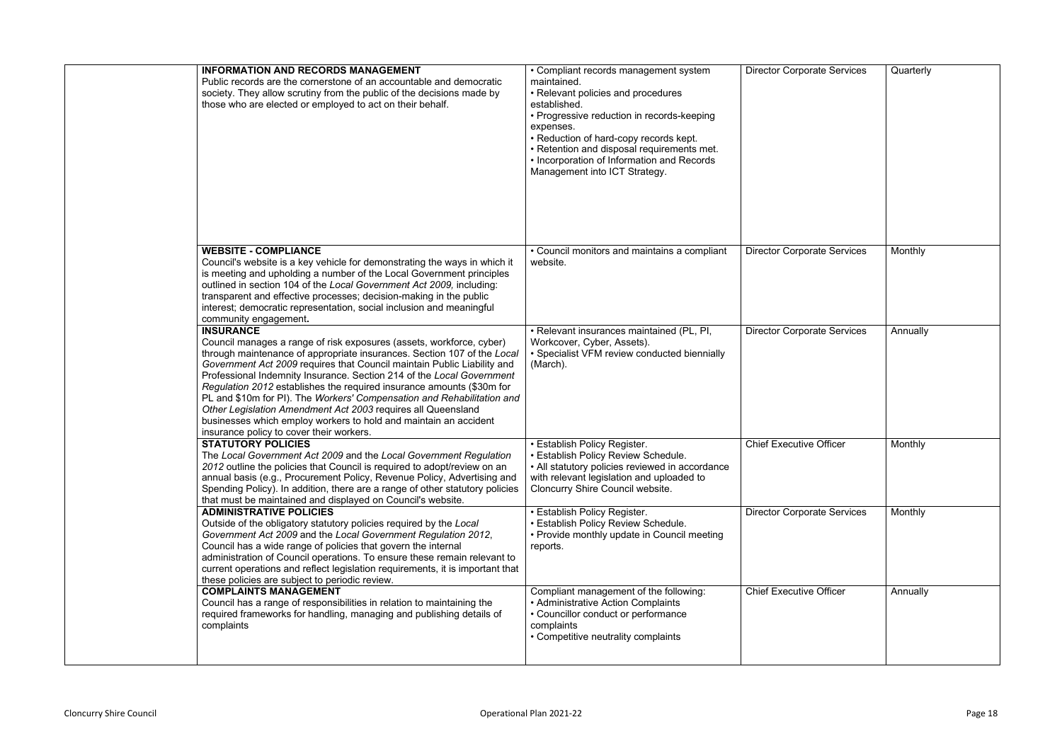| | | | | |
|---|---|---|---|---|
| | **INFORMATION AND RECORDS MANAGEMENT**<br>Public records are the cornerstone of an accountable and democratic society. They allow scrutiny from the public of the decisions made by those who are elected or employed to act on their behalf. | • Compliant records management system maintained.<br>• Relevant policies and procedures established.<br>• Progressive reduction in records-keeping expenses.<br>• Reduction of hard-copy records kept.<br>• Retention and disposal requirements met.<br>• Incorporation of Information and Records Management into ICT Strategy. | Director Corporate Services | Quarterly |
| | **WEBSITE - COMPLIANCE**<br>Council's website is a key vehicle for demonstrating the ways in which it is meeting and upholding a number of the Local Government principles outlined in section 104 of the *Local Government Act 2009,* including: transparent and effective processes; decision-making in the public interest; democratic representation, social inclusion and meaningful community engagement**.** | • Council monitors and maintains a compliant website. | Director Corporate Services | Monthly |
| | **INSURANCE**<br>Council manages a range of risk exposures (assets, workforce, cyber) through maintenance of appropriate insurances. Section 107 of the *Local Government Act 2009* requires that Council maintain Public Liability and Professional Indemnity Insurance. Section 214 of the *Local Government Regulation 2012* establishes the required insurance amounts ($30m for PL and $10m for PI). The *Workers' Compensation and Rehabilitation and Other Legislation Amendment Act 2003* requires all Queensland businesses which employ workers to hold and maintain an accident insurance policy to cover their workers. | • Relevant insurances maintained (PL, PI, Workcover, Cyber, Assets).<br>• Specialist VFM review conducted biennially (March). | Director Corporate Services | Annually |
| | **STATUTORY POLICIES**<br>The *Local Government Act 2009* and the *Local Government Regulation 2012* outline the policies that Council is required to adopt/review on an annual basis (e.g., Procurement Policy, Revenue Policy, Advertising and Spending Policy). In addition, there are a range of other statutory policies that must be maintained and displayed on Council's website. | • Establish Policy Register.<br>• Establish Policy Review Schedule.<br>• All statutory policies reviewed in accordance with relevant legislation and uploaded to Cloncurry Shire Council website. | Chief Executive Officer | Monthly |
| | **ADMINISTRATIVE POLICIES**<br>Outside of the obligatory statutory policies required by the *Local Government Act 2009* and the *Local Government Regulation 2012*, Council has a wide range of policies that govern the internal administration of Council operations. To ensure these remain relevant to current operations and reflect legislation requirements, it is important that these policies are subject to periodic review. | • Establish Policy Register.<br>• Establish Policy Review Schedule.<br>• Provide monthly update in Council meeting reports. | Director Corporate Services | Monthly |
| | **COMPLAINTS MANAGEMENT**<br>Council has a range of responsibilities in relation to maintaining the required frameworks for handling, managing and publishing details of complaints | Compliant management of the following:<br>• Administrative Action Complaints<br>• Councillor conduct or performance complaints<br>• Competitive neutrality complaints | Chief Executive Officer | Annually |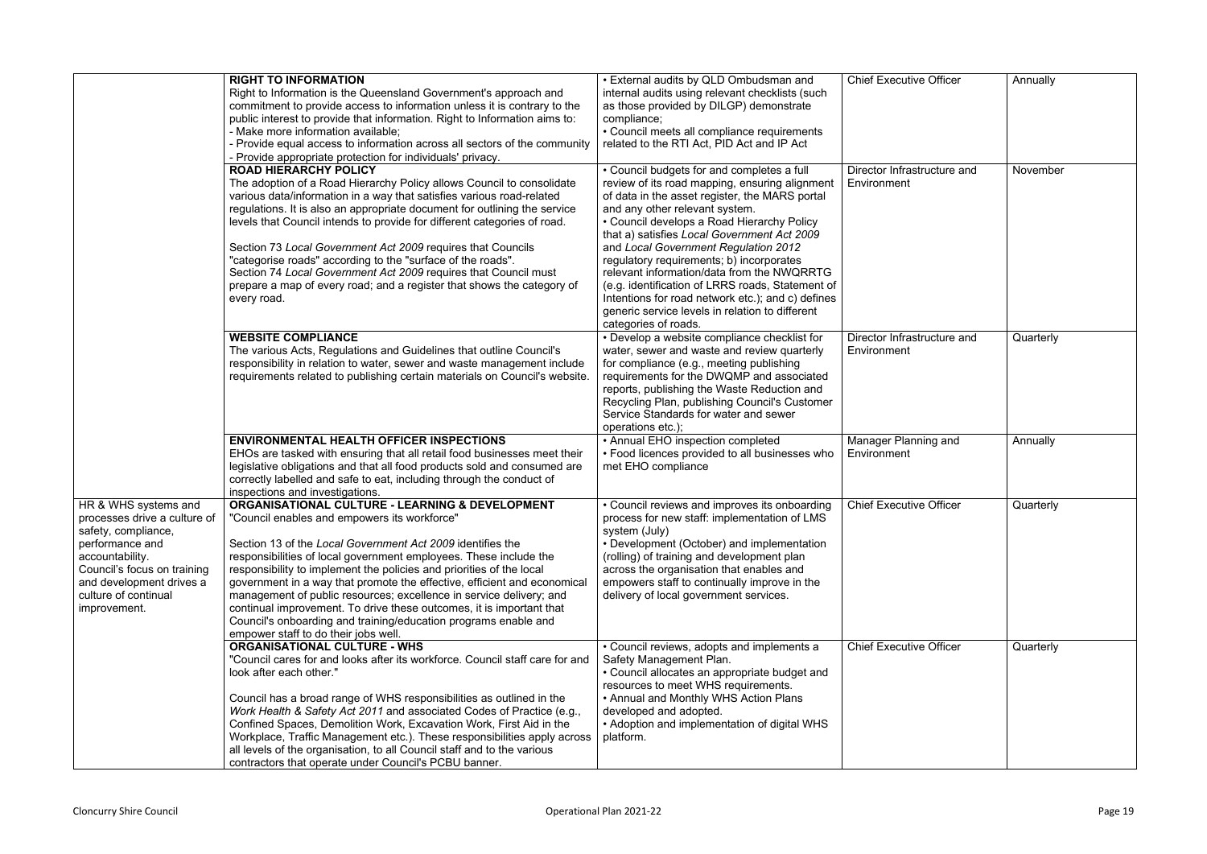| | | | | |
|---|---|---|---|---|
| | **RIGHT TO INFORMATION**<br>Right to Information is the Queensland Government's approach and commitment to provide access to information unless it is contrary to the public interest to provide that information. Right to Information aims to:<br>- Make more information available;<br>- Provide equal access to information across all sectors of the community<br>- Provide appropriate protection for individuals' privacy. | • External audits by QLD Ombudsman and internal audits using relevant checklists (such as those provided by DILGP) demonstrate compliance;<br>• Council meets all compliance requirements related to the RTI Act, PID Act and IP Act | Chief Executive Officer | Annually |
| | **ROAD HIERARCHY POLICY**<br>The adoption of a Road Hierarchy Policy allows Council to consolidate various data/information in a way that satisfies various road-related regulations. It is also an appropriate document for outlining the service levels that Council intends to provide for different categories of road.<br><br>Section 73 *Local Government Act 2009* requires that Councils "categorise roads" according to the "surface of the roads".<br>Section 74 *Local Government Act 2009* requires that Council must prepare a map of every road; and a register that shows the category of every road. | • Council budgets for and completes a full review of its road mapping, ensuring alignment of data in the asset register, the MARS portal and any other relevant system.<br>• Council develops a Road Hierarchy Policy that a) satisfies *Local Government Act 2009* and *Local Government Regulation 2012* regulatory requirements; b) incorporates relevant information/data from the NWQRRTG (e.g. identification of LRRS roads, Statement of Intentions for road network etc.); and c) defines generic service levels in relation to different categories of roads. | Director Infrastructure and Environment | November |
| | **WEBSITE COMPLIANCE**<br>The various Acts, Regulations and Guidelines that outline Council's responsibility in relation to water, sewer and waste management include requirements related to publishing certain materials on Council's website. | • Develop a website compliance checklist for water, sewer and waste and review quarterly for compliance (e.g., meeting publishing requirements for the DWQMP and associated reports, publishing the Waste Reduction and Recycling Plan, publishing Council's Customer Service Standards for water and sewer operations etc.); | Director Infrastructure and Environment | Quarterly |
| | **ENVIRONMENTAL HEALTH OFFICER INSPECTIONS**<br>EHOs are tasked with ensuring that all retail food businesses meet their legislative obligations and that all food products sold and consumed are correctly labelled and safe to eat, including through the conduct of inspections and investigations. | • Annual EHO inspection completed<br>• Food licences provided to all businesses who met EHO compliance | Manager Planning and Environment | Annually |
| HR & WHS systems and processes drive a culture of safety, compliance, performance and accountability.<br>Council's focus on training and development drives a culture of continual improvement. | **ORGANISATIONAL CULTURE - LEARNING & DEVELOPMENT**<br>"Council enables and empowers its workforce"<br><br>Section 13 of the *Local Government Act 2009* identifies the responsibilities of local government employees. These include the responsibility to implement the policies and priorities of the local government in a way that promote the effective, efficient and economical management of public resources; excellence in service delivery; and continual improvement. To drive these outcomes, it is important that Council's onboarding and training/education programs enable and empower staff to do their jobs well. | • Council reviews and improves its onboarding process for new staff: implementation of LMS system (July)<br>• Development (October) and implementation (rolling) of training and development plan across the organisation that enables and empowers staff to continually improve in the delivery of local government services. | Chief Executive Officer | Quarterly |
| | **ORGANISATIONAL CULTURE - WHS**<br>"Council cares for and looks after its workforce. Council staff care for and look after each other."<br><br>Council has a broad range of WHS responsibilities as outlined in the *Work Health & Safety Act 2011* and associated Codes of Practice (e.g., Confined Spaces, Demolition Work, Excavation Work, First Aid in the Workplace, Traffic Management etc.). These responsibilities apply across all levels of the organisation, to all Council staff and to the various contractors that operate under Council's PCBU banner. | • Council reviews, adopts and implements a Safety Management Plan.<br>• Council allocates an appropriate budget and resources to meet WHS requirements.<br>• Annual and Monthly WHS Action Plans developed and adopted.<br>• Adoption and implementation of digital WHS platform. | Chief Executive Officer | Quarterly |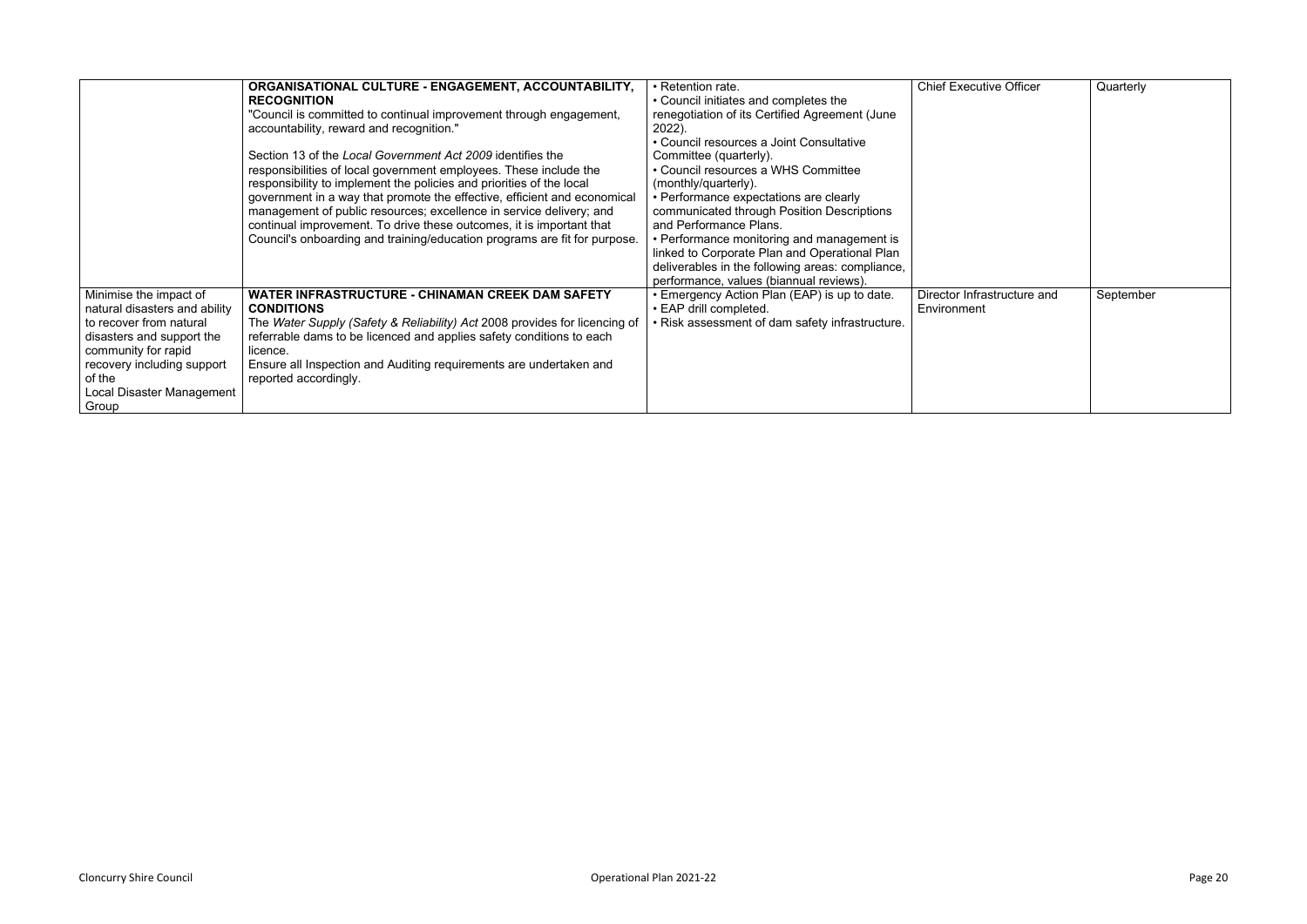| | | | | |
|---|---|---|---|---|
| | **ORGANISATIONAL CULTURE - ENGAGEMENT, ACCOUNTABILITY, RECOGNITION**<br>"Council is committed to continual improvement through engagement, accountability, reward and recognition."<br><br>Section 13 of the *Local Government Act 2009* identifies the responsibilities of local government employees. These include the responsibility to implement the policies and priorities of the local government in a way that promote the effective, efficient and economical management of public resources; excellence in service delivery; and continual improvement. To drive these outcomes, it is important that Council's onboarding and training/education programs are fit for purpose. | • Retention rate.<br>• Council initiates and completes the renegotiation of its Certified Agreement (June 2022).<br>• Council resources a Joint Consultative Committee (quarterly).<br>• Council resources a WHS Committee (monthly/quarterly).<br>• Performance expectations are clearly communicated through Position Descriptions and Performance Plans.<br>• Performance monitoring and management is linked to Corporate Plan and Operational Plan deliverables in the following areas: compliance, performance, values (biannual reviews). | Chief Executive Officer | Quarterly |
| Minimise the impact of natural disasters and ability to recover from natural disasters and support the community for rapid recovery including support of the Local Disaster Management Group | **WATER INFRASTRUCTURE - CHINAMAN CREEK DAM SAFETY CONDITIONS**<br>The *Water Supply (Safety & Reliability) Act* 2008 provides for licencing of referrable dams to be licenced and applies safety conditions to each licence.<br>Ensure all Inspection and Auditing requirements are undertaken and reported accordingly. | • Emergency Action Plan (EAP) is up to date.<br>• EAP drill completed.<br>• Risk assessment of dam safety infrastructure. | Director Infrastructure and Environment | September |